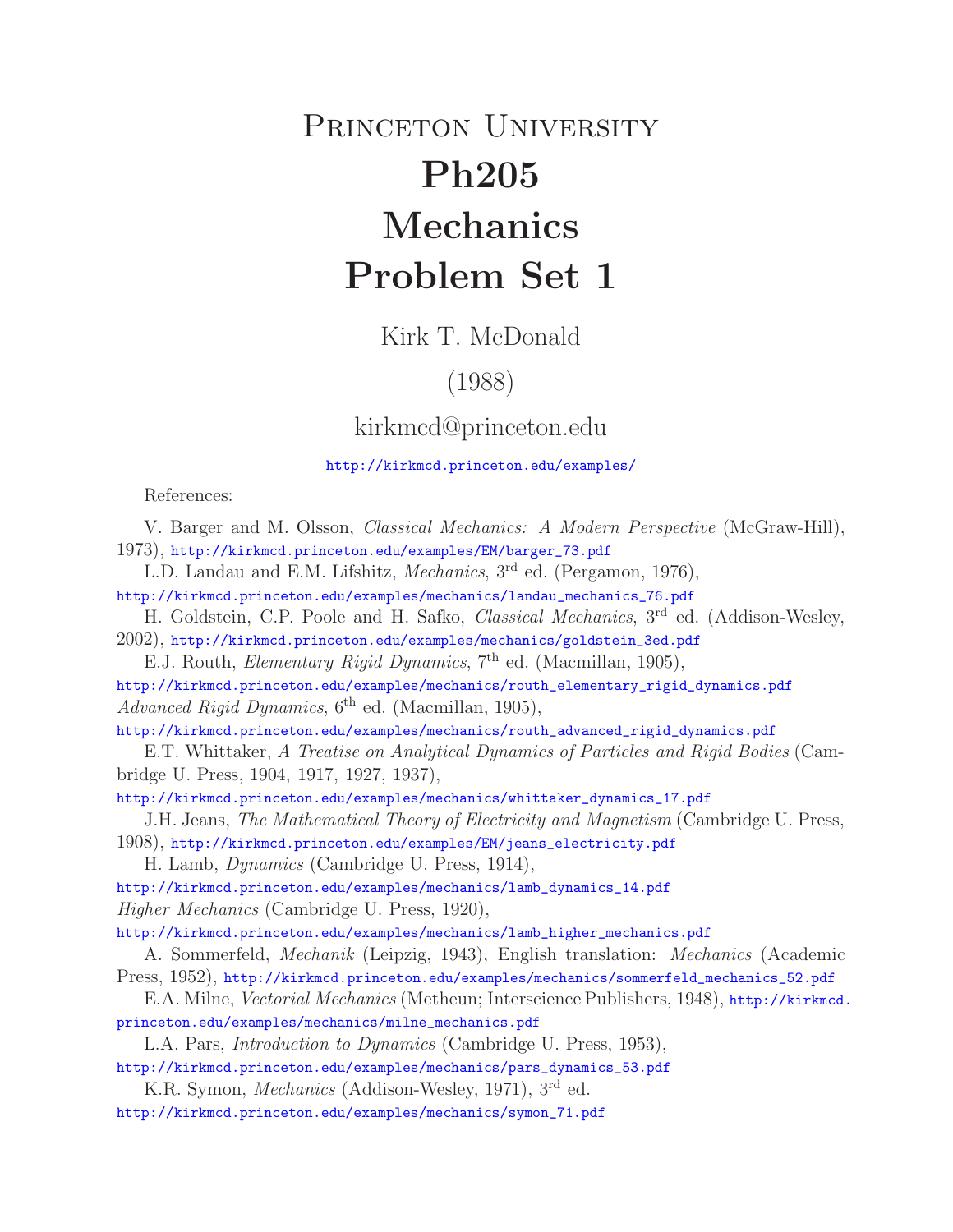# Princeton University

# Ph205

# Mechanics

# Problem Set 1

Kirk T. McDonald

(1988)

kirkmcd@princeton.edu

http://kirkmcd.princeton.edu/examples/

References:

V. Barger and M. Olsson, *Classical Mechanics: A Modern Perspective* (McGraw-Hill), 1973), http://kirkmcd.princeton.edu/examples/EM/barger_73.pdf

L.D. Landau and E.M. Lifshitz, *Mechanics*, 3rd ed. (Pergamon, 1976), http://kirkmcd.princeton.edu/examples/mechanics/landau_mechanics_76.pdf

H. Goldstein, C.P. Poole and H. Safko, *Classical Mechanics*, 3rd ed. (Addison-Wesley, 2002), http://kirkmcd.princeton.edu/examples/mechanics/goldstein_3ed.pdf

E.J. Routh, *Elementary Rigid Dynamics*, 7th ed. (Macmillan, 1905), http://kirkmcd.princeton.edu/examples/mechanics/routh_elementary_rigid_dynamics.pdf *Advanced Rigid Dynamics*, 6th ed. (Macmillan, 1905), http://kirkmcd.princeton.edu/examples/mechanics/routh_advanced_rigid_dynamics.pdf

E.T. Whittaker, *A Treatise on Analytical Dynamics of Particles and Rigid Bodies* (Cambridge U. Press, 1904, 1917, 1927, 1937), http://kirkmcd.princeton.edu/examples/mechanics/whittaker_dynamics_17.pdf

J.H. Jeans, *The Mathematical Theory of Electricity and Magnetism* (Cambridge U. Press, 1908), http://kirkmcd.princeton.edu/examples/EM/jeans_electricity.pdf

H. Lamb, *Dynamics* (Cambridge U. Press, 1914), http://kirkmcd.princeton.edu/examples/mechanics/lamb_dynamics_14.pdf *Higher Mechanics* (Cambridge U. Press, 1920), http://kirkmcd.princeton.edu/examples/mechanics/lamb_higher_mechanics.pdf

A. Sommerfeld, *Mechanik* (Leipzig, 1943), English translation: *Mechanics* (Academic Press, 1952), http://kirkmcd.princeton.edu/examples/mechanics/sommerfeld_mechanics_52.pdf

E.A. Milne, *Vectorial Mechanics* (Metheun; Interscience Publishers, 1948), http://kirkmcd.princeton.edu/examples/mechanics/milne_mechanics.pdf

L.A. Pars, *Introduction to Dynamics* (Cambridge U. Press, 1953), http://kirkmcd.princeton.edu/examples/mechanics/pars_dynamics_53.pdf

K.R. Symon, *Mechanics* (Addison-Wesley, 1971), 3rd ed. http://kirkmcd.princeton.edu/examples/mechanics/symon_71.pdf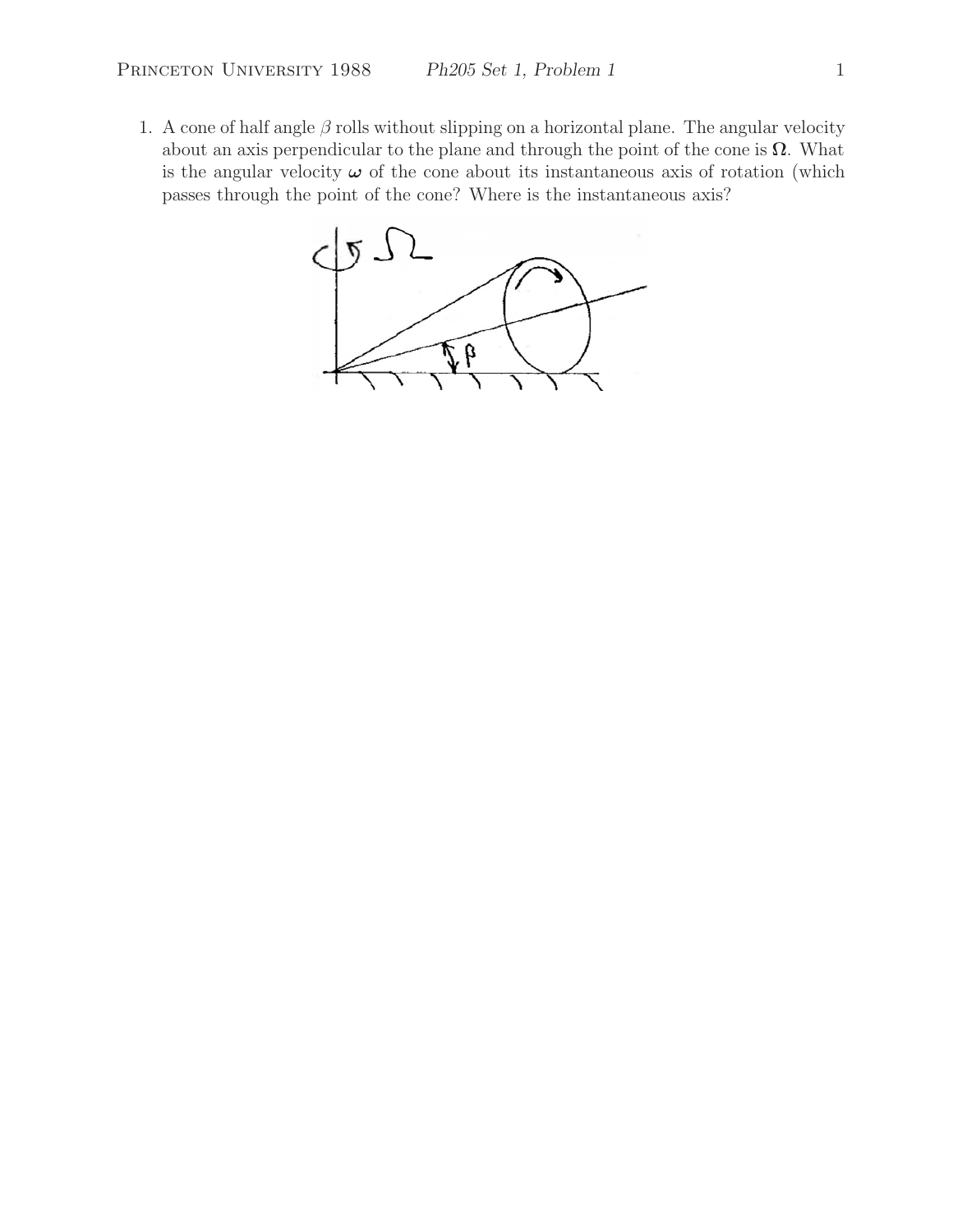1. A cone of half angle $\beta$ rolls without slipping on a horizontal plane. The angular velocity about an axis perpendicular to the plane and through the point of the cone is $\mathbf{\Omega}$. What is the angular velocity $\boldsymbol{\omega}$ of the cone about its instantaneous axis of rotation (which passes through the point of the cone? Where is the instantaneous axis?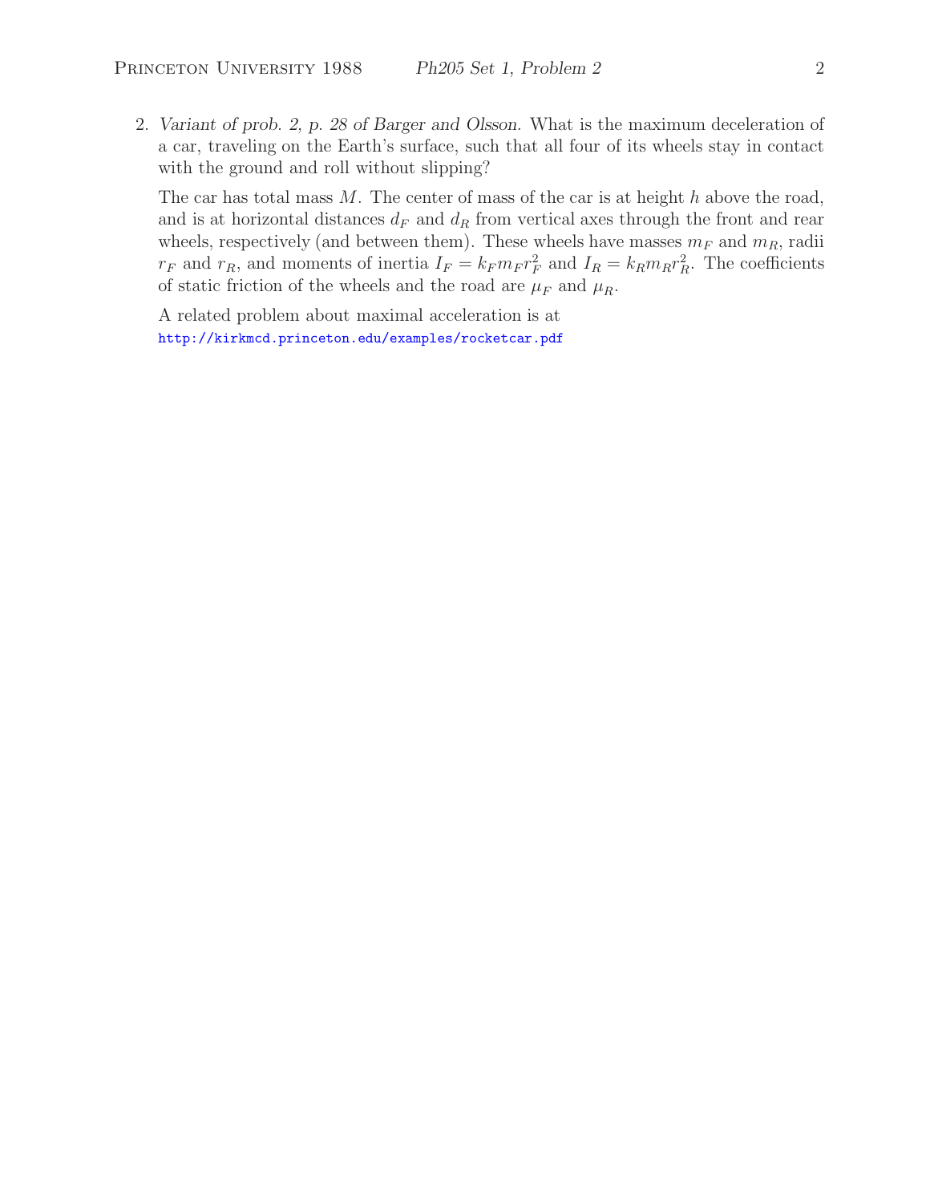2. *Variant of prob. 2, p. 28 of Barger and Olsson.* What is the maximum deceleration of a car, traveling on the Earth's surface, such that all four of its wheels stay in contact with the ground and roll without slipping?

   The car has total mass $M$. The center of mass of the car is at height $h$ above the road, and is at horizontal distances $d_F$ and $d_R$ from vertical axes through the front and rear wheels, respectively (and between them). These wheels have masses $m_F$ and $m_R$, radii $r_F$ and $r_R$, and moments of inertia $I_F = k_F m_F r_F^2$ and $I_R = k_R m_R r_R^2$. The coefficients of static friction of the wheels and the road are $\mu_F$ and $\mu_R$.

   A related problem about maximal acceleration is at
   http://kirkmcd.princeton.edu/examples/rocketcar.pdf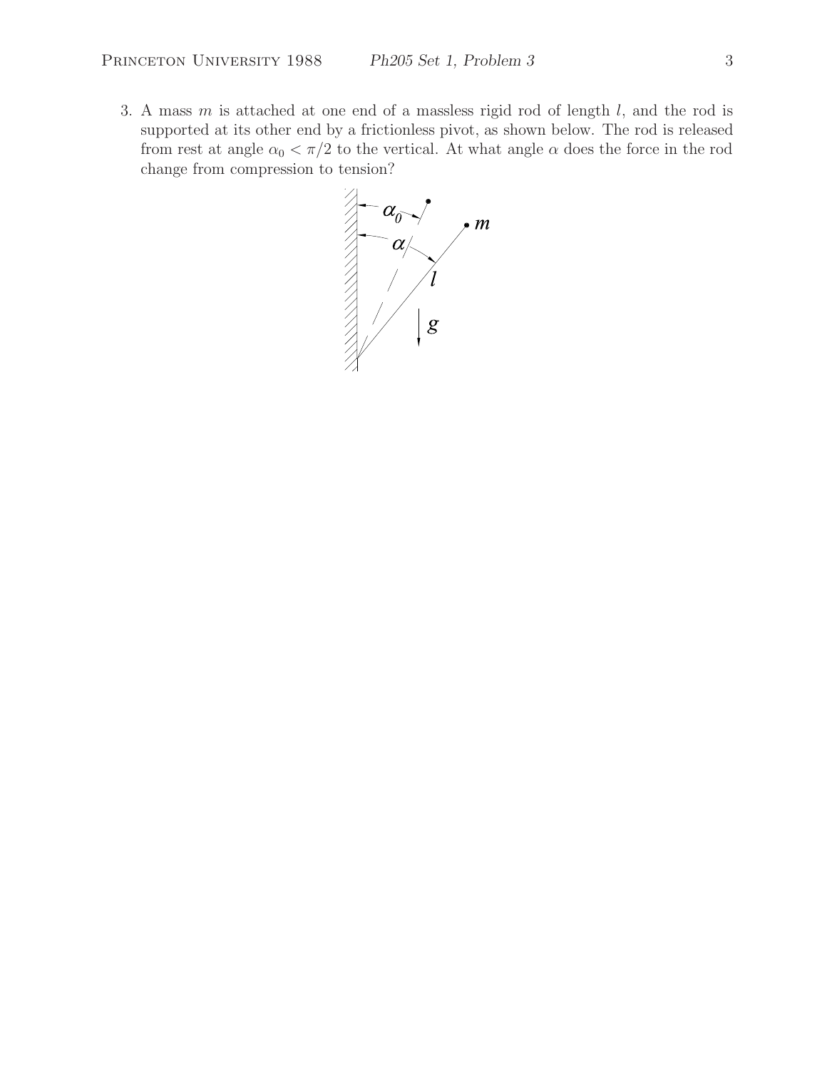3. A mass $m$ is attached at one end of a massless rigid rod of length $l$, and the rod is supported at its other end by a frictionless pivot, as shown below. The rod is released from rest at angle $\alpha_0 < \pi/2$ to the vertical. At what angle $\alpha$ does the force in the rod change from compression to tension?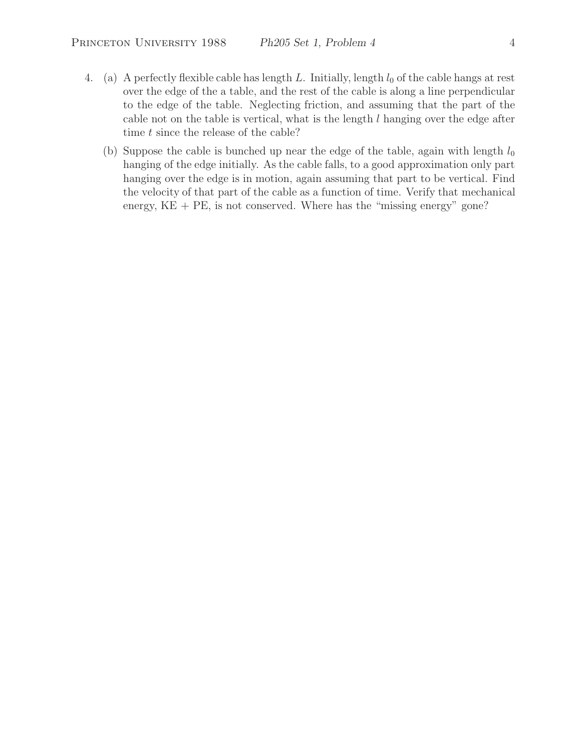4. (a) A perfectly flexible cable has length $L$. Initially, length $l_0$ of the cable hangs at rest over the edge of the a table, and the rest of the cable is along a line perpendicular to the edge of the table. Neglecting friction, and assuming that the part of the cable not on the table is vertical, what is the length $l$ hanging over the edge after time $t$ since the release of the cable?

   (b) Suppose the cable is bunched up near the edge of the table, again with length $l_0$ hanging of the edge initially. As the cable falls, to a good approximation only part hanging over the edge is in motion, again assuming that part to be vertical. Find the velocity of that part of the cable as a function of time. Verify that mechanical energy, KE + PE, is not conserved. Where has the "missing energy" gone?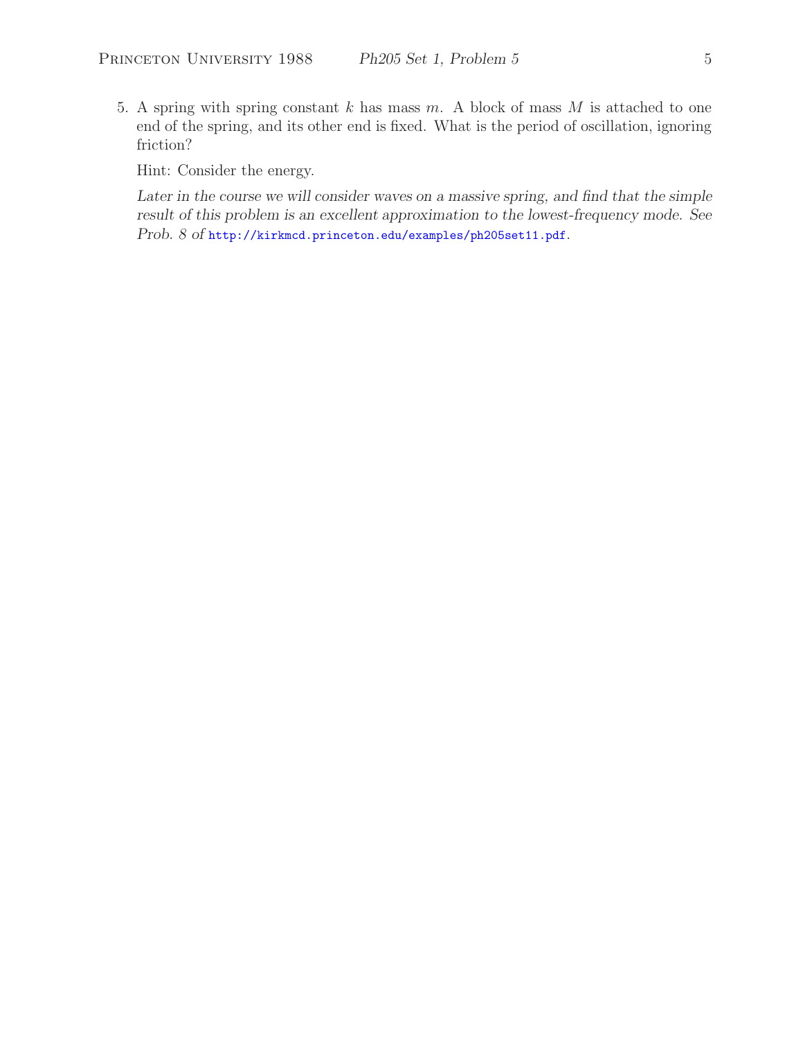5. A spring with spring constant $k$ has mass $m$. A block of mass $M$ is attached to one end of the spring, and its other end is fixed. What is the period of oscillation, ignoring friction?

   Hint: Consider the energy.

   *Later in the course we will consider waves on a massive spring, and find that the simple result of this problem is an excellent approximation to the lowest-frequency mode. See Prob. 8 of* http://kirkmcd.princeton.edu/examples/ph205set11.pdf.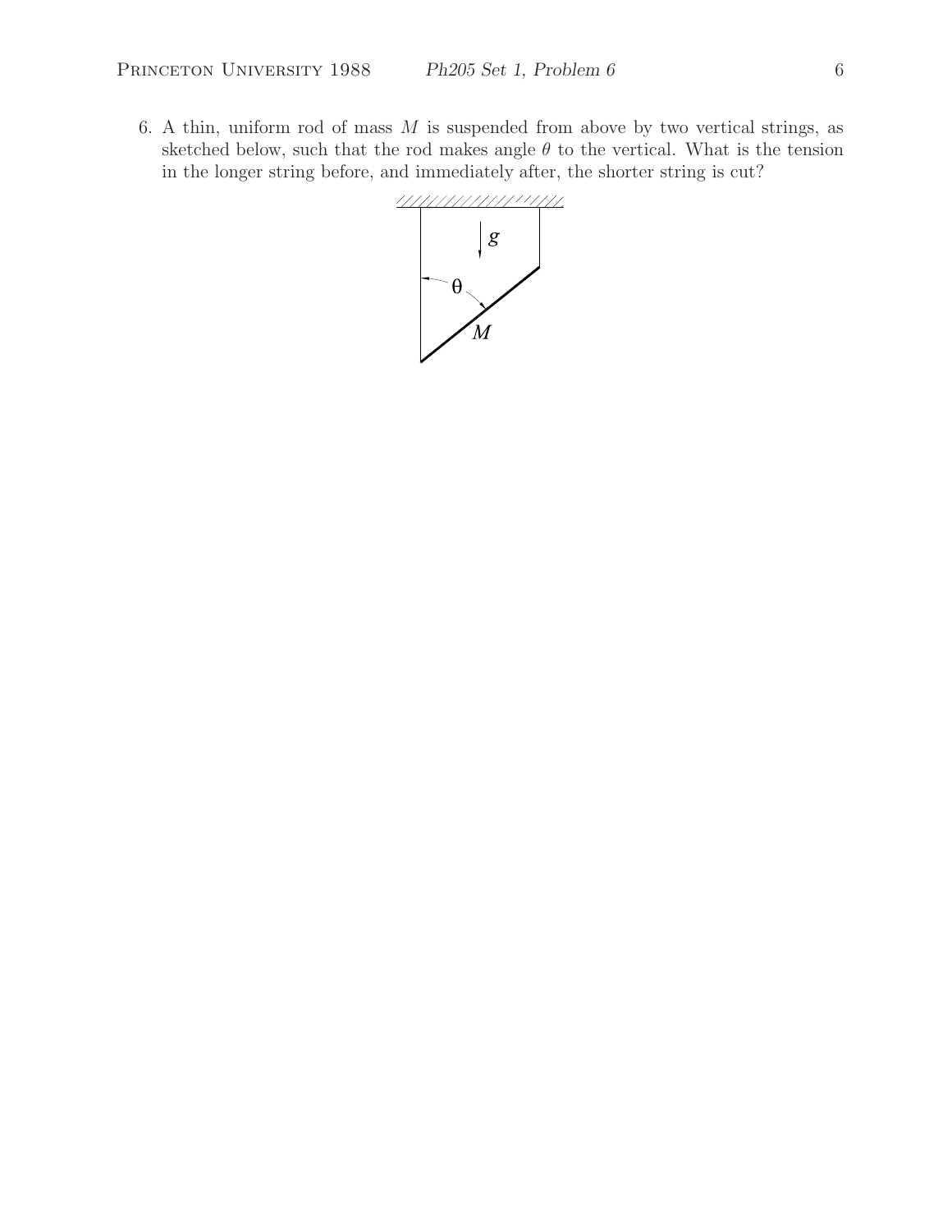6. A thin, uniform rod of mass $M$ is suspended from above by two vertical strings, as sketched below, such that the rod makes angle $\theta$ to the vertical. What is the tension in the longer string before, and immediately after, the shorter string is cut?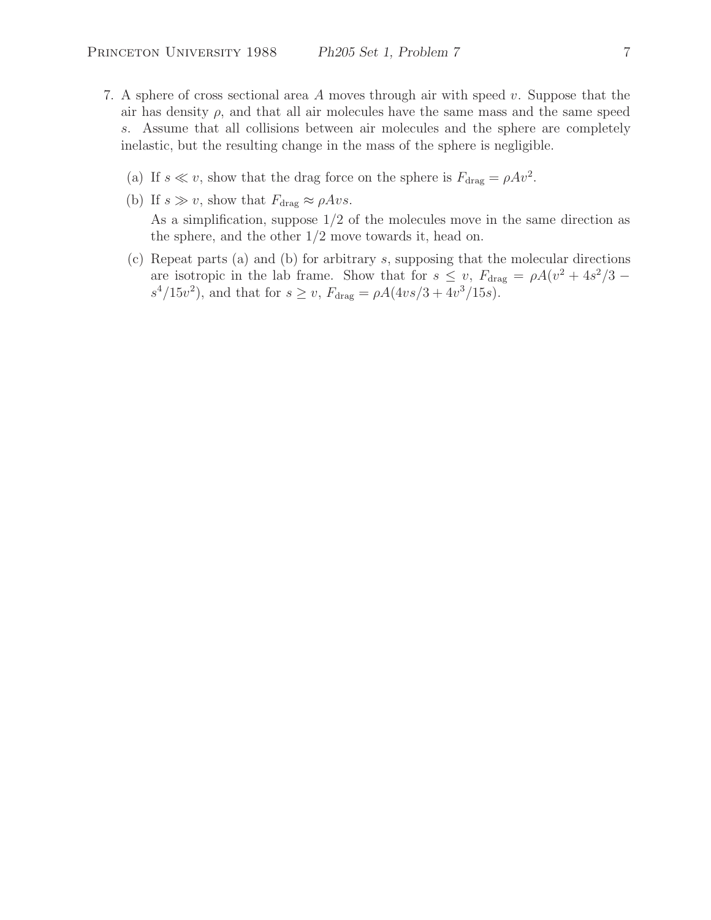7. A sphere of cross sectional area $A$ moves through air with speed $v$. Suppose that the air has density $\rho$, and that all air molecules have the same mass and the same speed $s$. Assume that all collisions between air molecules and the sphere are completely inelastic, but the resulting change in the mass of the sphere is negligible.

   (a) If $s \ll v$, show that the drag force on the sphere is $F_{\text{drag}} = \rho A v^2$.

   (b) If $s \gg v$, show that $F_{\text{drag}} \approx \rho A v s$.

   As a simplification, suppose 1/2 of the molecules move in the same direction as the sphere, and the other 1/2 move towards it, head on.

   (c) Repeat parts (a) and (b) for arbitrary $s$, supposing that the molecular directions are isotropic in the lab frame. Show that for $s \leq v$, $F_{\text{drag}} = \rho A(v^2 + 4s^2/3 - s^4/15v^2)$, and that for $s \geq v$, $F_{\text{drag}} = \rho A(4vs/3 + 4v^3/15s)$.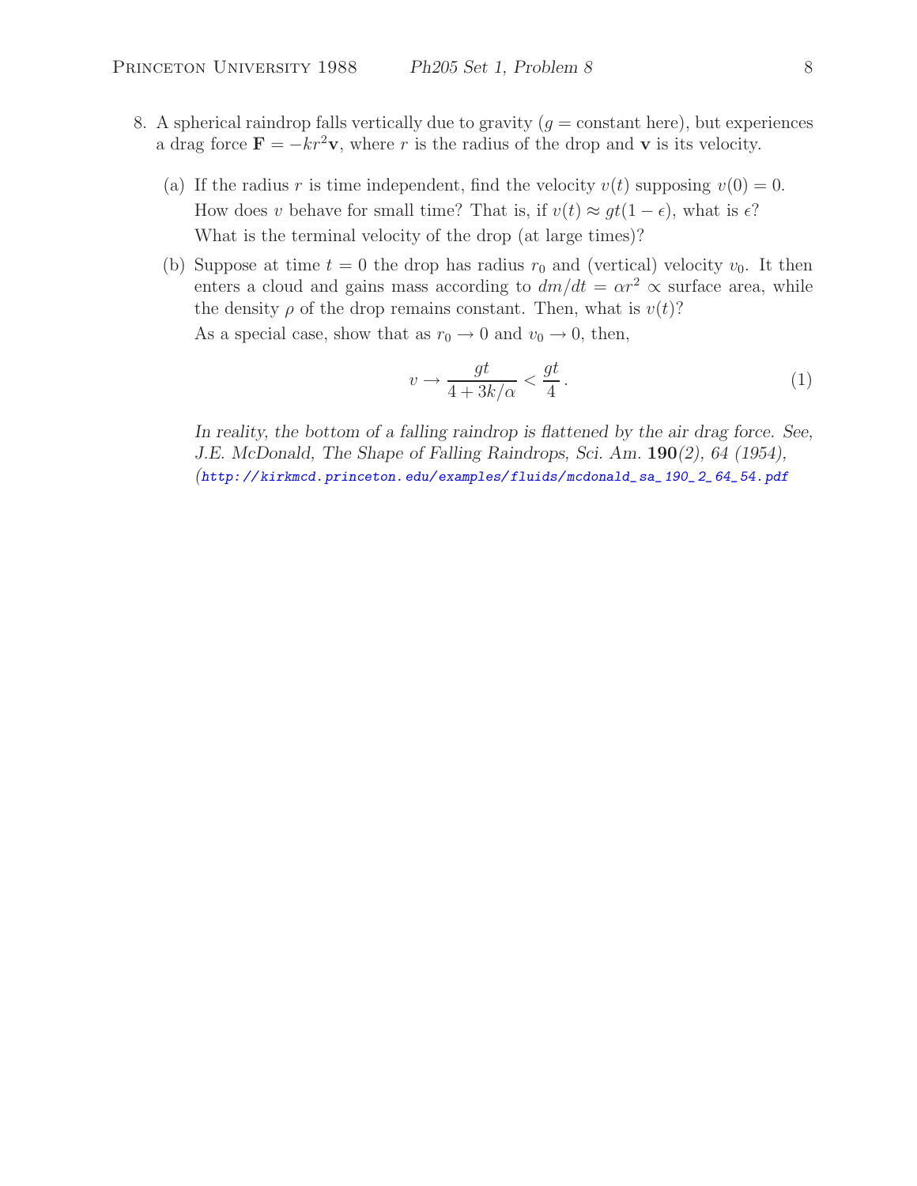8. A spherical raindrop falls vertically due to gravity ($g$ = constant here), but experiences a drag force $\mathbf{F} = -kr^2\mathbf{v}$, where $r$ is the radius of the drop and $\mathbf{v}$ is its velocity.

   (a) If the radius $r$ is time independent, find the velocity $v(t)$ supposing $v(0) = 0$. How does $v$ behave for small time? That is, if $v(t) \approx gt(1 - \epsilon)$, what is $\epsilon$? What is the terminal velocity of the drop (at large times)?

   (b) Suppose at time $t = 0$ the drop has radius $r_0$ and (vertical) velocity $v_0$. It then enters a cloud and gains mass according to $dm/dt = \alpha r^2 \propto$ surface area, while the density $\rho$ of the drop remains constant. Then, what is $v(t)$?

   As a special case, show that as $r_0 \to 0$ and $v_0 \to 0$, then,

$$v \to \frac{gt}{4 + 3k/\alpha} < \frac{gt}{4}. \tag{1}$$

   *In reality, the bottom of a falling raindrop is flattened by the air drag force. See, J.E. McDonald, The Shape of Falling Raindrops, Sci. Am.* **190***(2), 64 (1954),* (http://kirkmcd.princeton.edu/examples/fluids/mcdonald_sa_190_2_64_54.pdf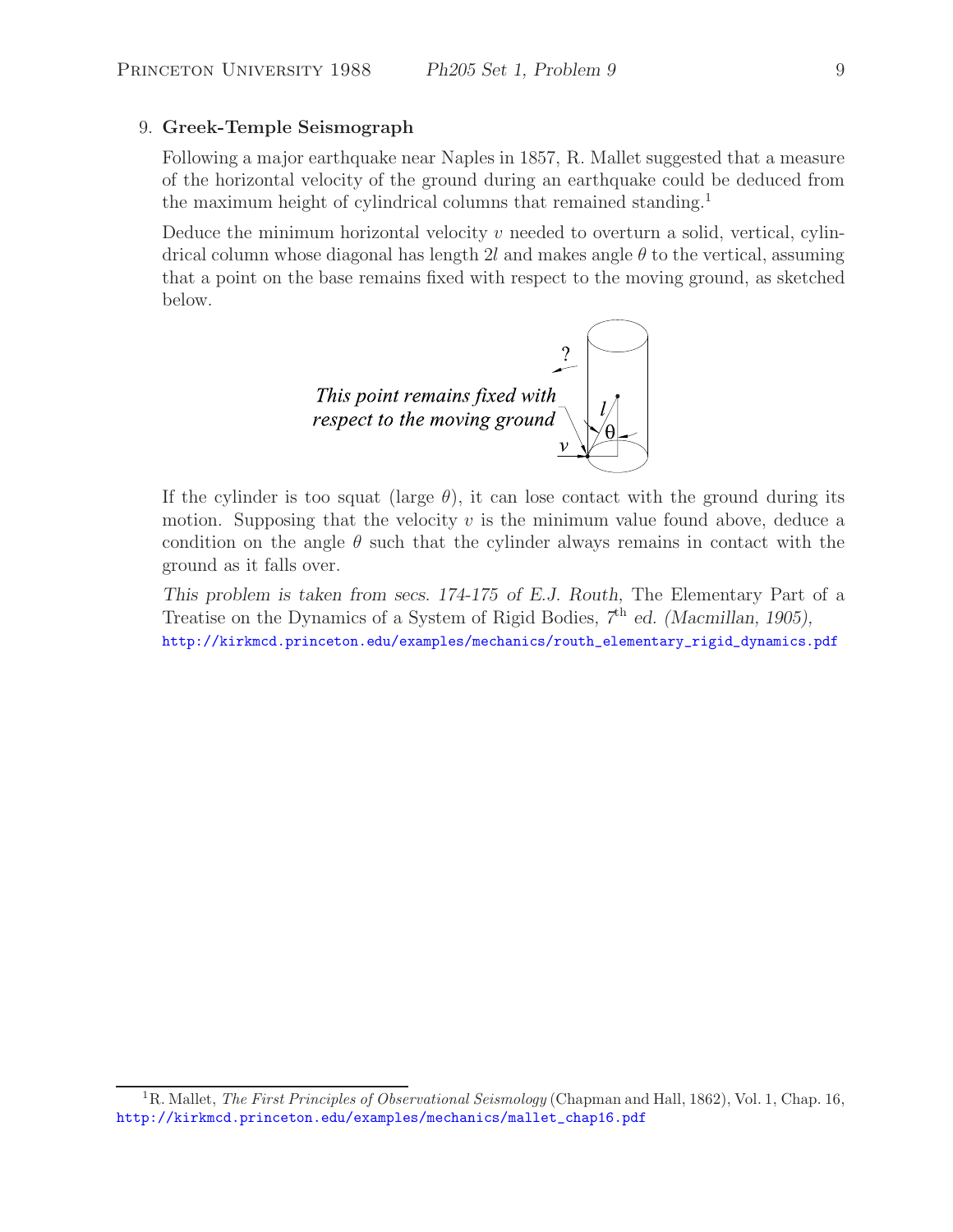## 9. **Greek-Temple Seismograph**

Following a major earthquake near Naples in 1857, R. Mallet suggested that a measure of the horizontal velocity of the ground during an earthquake could be deduced from the maximum height of cylindrical columns that remained standing.[1]

Deduce the minimum horizontal velocity $v$ needed to overturn a solid, vertical, cylindrical column whose diagonal has length $2l$ and makes angle $\theta$ to the vertical, assuming that a point on the base remains fixed with respect to the moving ground, as sketched below.

If the cylinder is too squat (large $\theta$), it can lose contact with the ground during its motion. Supposing that the velocity $v$ is the minimum value found above, deduce a condition on the angle $\theta$ such that the cylinder always remains in contact with the ground as it falls over.

*This problem is taken from secs. 174-175 of E.J. Routh,* The Elementary Part of a Treatise on the Dynamics of a System of Rigid Bodies, *7th ed. (Macmillan, 1905),* http://kirkmcd.princeton.edu/examples/mechanics/routh_elementary_rigid_dynamics.pdf

---

[1] R. Mallet, *The First Principles of Observational Seismology* (Chapman and Hall, 1862), Vol. 1, Chap. 16, http://kirkmcd.princeton.edu/examples/mechanics/mallet_chap16.pdf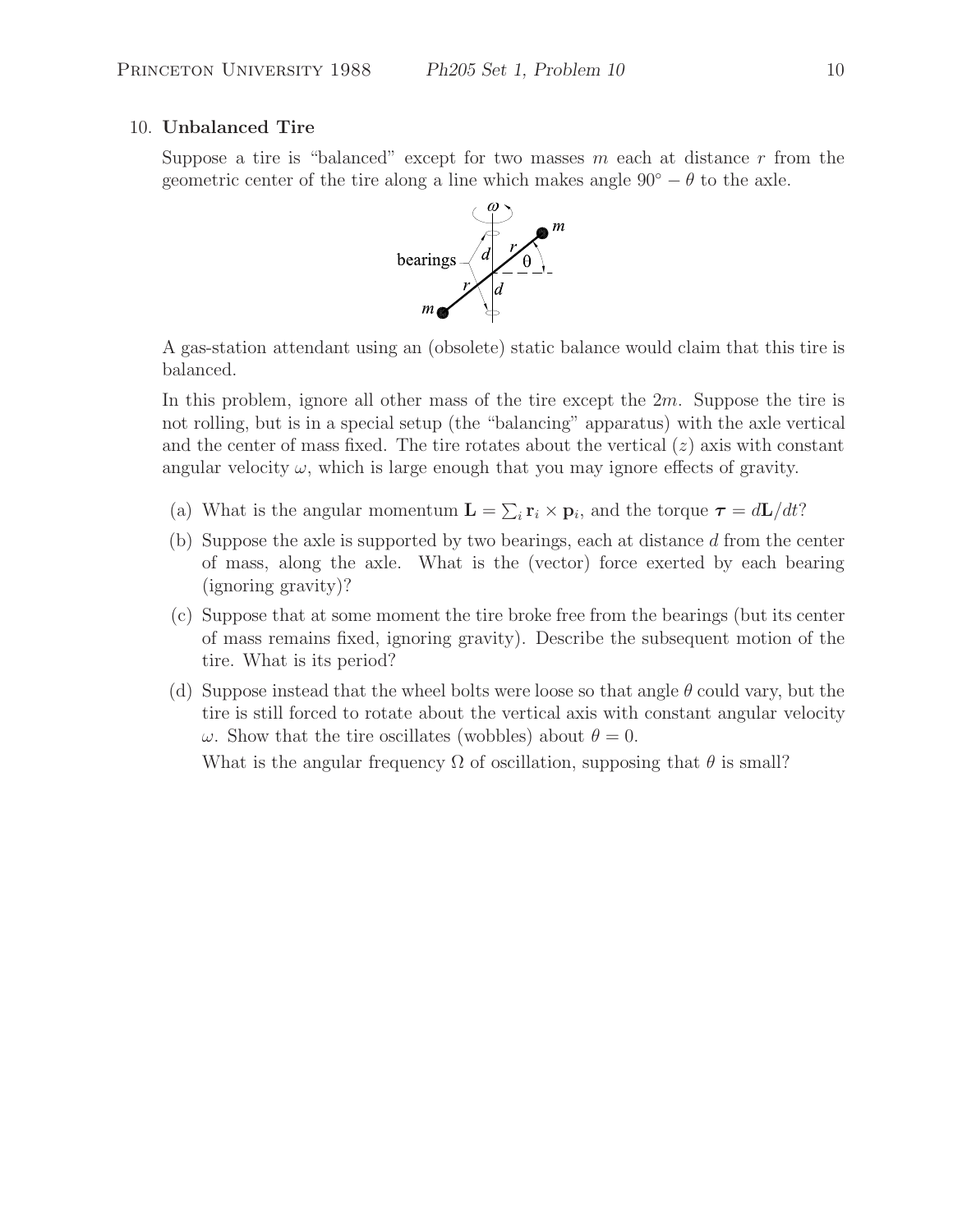## 10. Unbalanced Tire

Suppose a tire is "balanced" except for two masses $m$ each at distance $r$ from the geometric center of the tire along a line which makes angle $90° - \theta$ to the axle.

A gas-station attendant using an (obsolete) static balance would claim that this tire is balanced.

In this problem, ignore all other mass of the tire except the $2m$. Suppose the tire is not rolling, but is in a special setup (the "balancing" apparatus) with the axle vertical and the center of mass fixed. The tire rotates about the vertical ($z$) axis with constant angular velocity $\omega$, which is large enough that you may ignore effects of gravity.

(a) What is the angular momentum $\mathbf{L} = \sum_i \mathbf{r}_i \times \mathbf{p}_i$, and the torque $\boldsymbol{\tau} = d\mathbf{L}/dt$?

(b) Suppose the axle is supported by two bearings, each at distance $d$ from the center of mass, along the axle. What is the (vector) force exerted by each bearing (ignoring gravity)?

(c) Suppose that at some moment the tire broke free from the bearings (but its center of mass remains fixed, ignoring gravity). Describe the subsequent motion of the tire. What is its period?

(d) Suppose instead that the wheel bolts were loose so that angle $\theta$ could vary, but the tire is still forced to rotate about the vertical axis with constant angular velocity $\omega$. Show that the tire oscillates (wobbles) about $\theta = 0$.

What is the angular frequency $\Omega$ of oscillation, supposing that $\theta$ is small?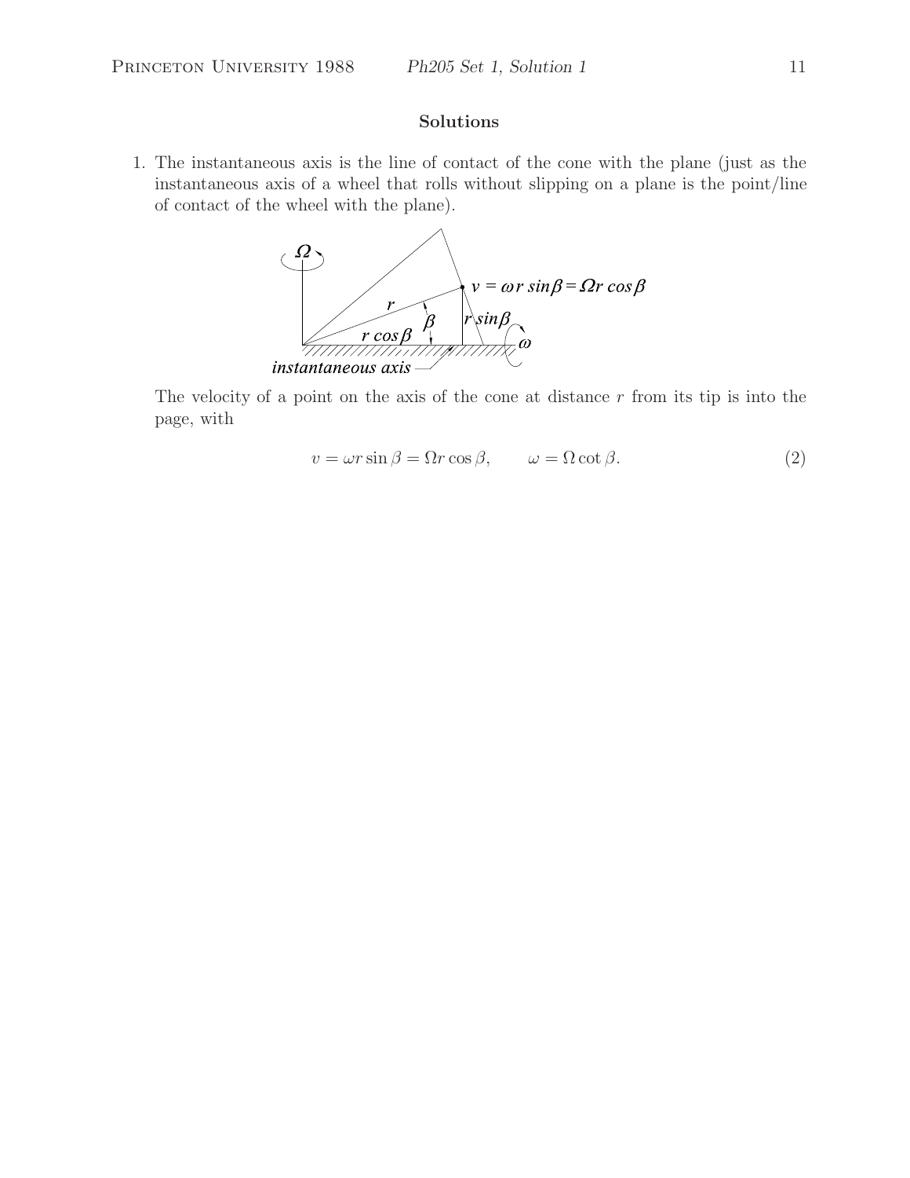## Solutions

1. The instantaneous axis is the line of contact of the cone with the plane (just as the instantaneous axis of a wheel that rolls without slipping on a plane is the point/line of contact of the wheel with the plane).

   The velocity of a point on the axis of the cone at distance $r$ from its tip is into the page, with

$$v = \omega r \sin\beta = \Omega r \cos\beta, \qquad \omega = \Omega \cot\beta. \tag{2}$$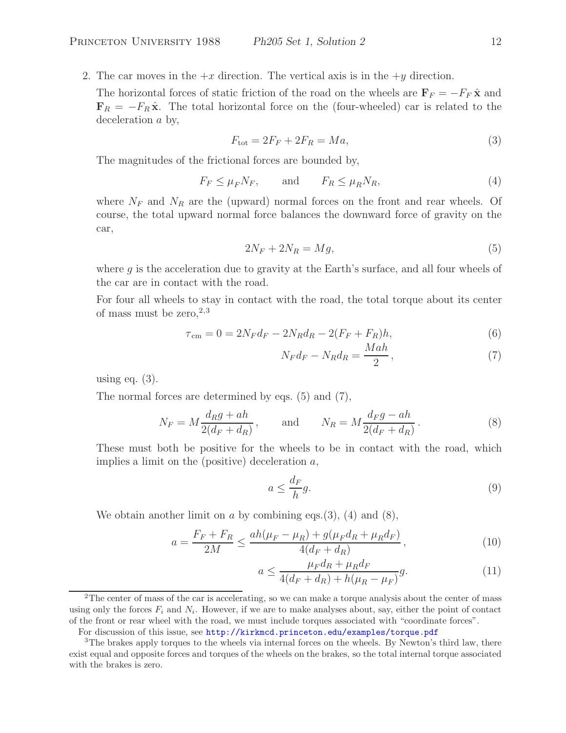2. The car moves in the $+x$ direction. The vertical axis is in the $+y$ direction.

   The horizontal forces of static friction of the road on the wheels are $\mathbf{F}_F = -F_F\,\hat{\mathbf{x}}$ and $\mathbf{F}_R = -F_R\,\hat{\mathbf{x}}$. The total horizontal force on the (four-wheeled) car is related to the deceleration $a$ by,

$$F_{\rm tot} = 2F_F + 2F_R = Ma, \tag{3}$$

   The magnitudes of the frictional forces are bounded by,

$$F_F \le \mu_F N_F, \qquad \text{and} \qquad F_R \le \mu_R N_R, \tag{4}$$

   where $N_F$ and $N_R$ are the (upward) normal forces on the front and rear wheels. Of course, the total upward normal force balances the downward force of gravity on the car,

$$2N_F + 2N_R = Mg, \tag{5}$$

   where $g$ is the acceleration due to gravity at the Earth's surface, and all four wheels of the car are in contact with the road.

   For four all wheels to stay in contact with the road, the total torque about its center of mass must be zero,[2,3]

$$\tau_{\rm cm} = 0 = 2N_F d_F - 2N_R d_R - 2(F_F + F_R)h, \tag{6}$$

$$N_F d_F - N_R d_R = \frac{Mah}{2}, \tag{7}$$

   using eq. (3).

   The normal forces are determined by eqs. (5) and (7),

$$N_F = M\frac{d_R g + ah}{2(d_F + d_R)}, \qquad \text{and} \qquad N_R = M\frac{d_F g - ah}{2(d_F + d_R)}. \tag{8}$$

   These must both be positive for the wheels to be in contact with the road, which implies a limit on the (positive) deceleration $a$,

$$a \le \frac{d_F}{h} g. \tag{9}$$

   We obtain another limit on $a$ by combining eqs.(3), (4) and (8),

$$a = \frac{F_F + F_R}{2M} \le \frac{ah(\mu_F - \mu_R) + g(\mu_F d_R + \mu_R d_F)}{4(d_F + d_R)}, \tag{10}$$

$$a \le \frac{\mu_F d_R + \mu_R d_F}{4(d_F + d_R) + h(\mu_R - \mu_F)} g. \tag{11}$$

---

[2] The center of mass of the car is accelerating, so we can make a torque analysis about the center of mass using only the forces $F_i$ and $N_i$. However, if we are to make analyses about, say, either the point of contact of the front or rear wheel with the road, we must include torques associated with "coordinate forces".

For discussion of this issue, see http://kirkmcd.princeton.edu/examples/torque.pdf

[3] The brakes apply torques to the wheels via internal forces on the wheels. By Newton's third law, there exist equal and opposite forces and torques of the wheels on the brakes, so the total internal torque associated with the brakes is zero.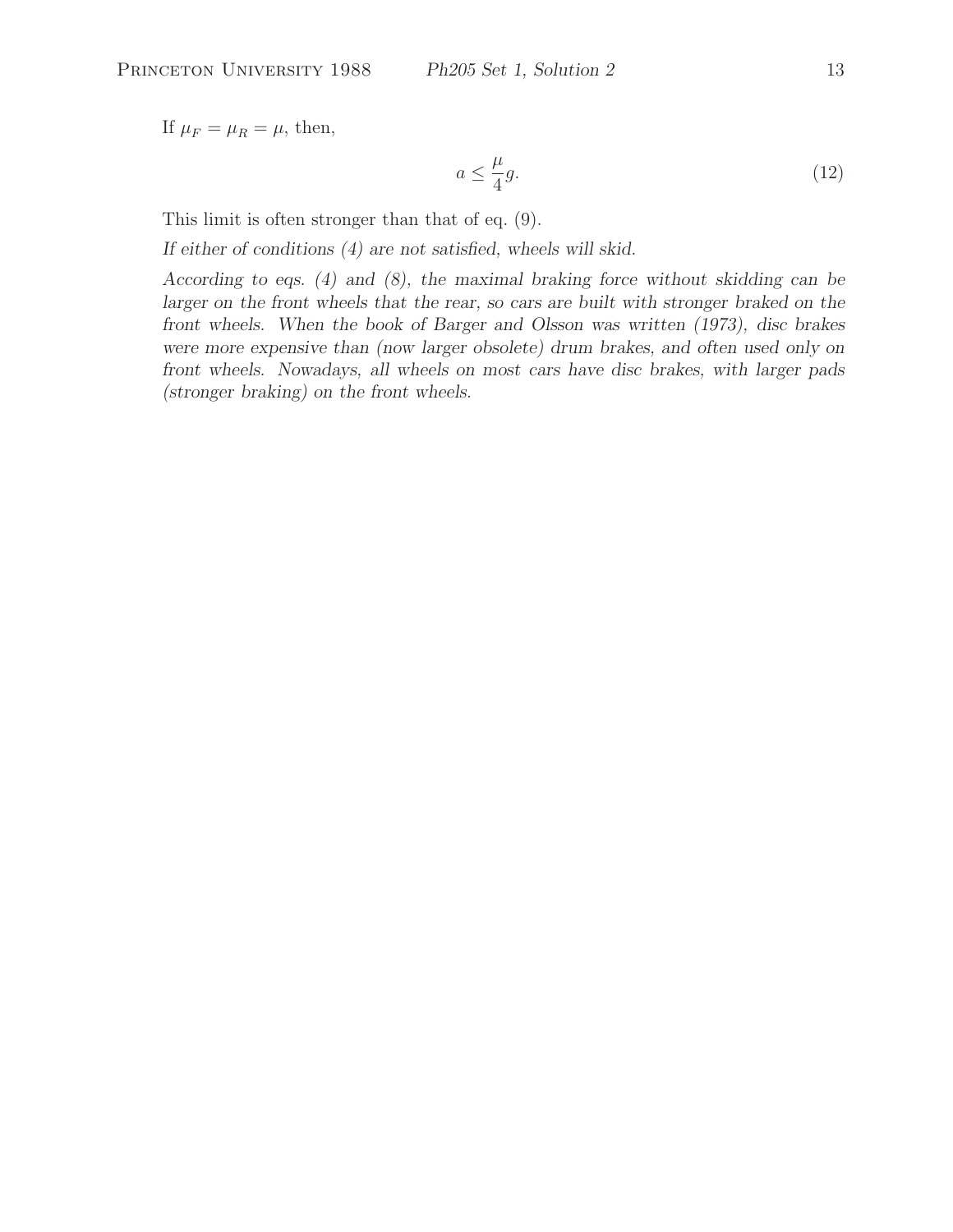If $\mu_F = \mu_R = \mu$, then,

$$a \leq \frac{\mu}{4} g. \tag{12}$$

This limit is often stronger than that of eq. (9).

*If either of conditions (4) are not satisfied, wheels will skid.*

*According to eqs. (4) and (8), the maximal braking force without skidding can be larger on the front wheels that the rear, so cars are built with stronger braked on the front wheels. When the book of Barger and Olsson was written (1973), disc brakes were more expensive than (now larger obsolete) drum brakes, and often used only on front wheels. Nowadays, all wheels on most cars have disc brakes, with larger pads (stronger braking) on the front wheels.*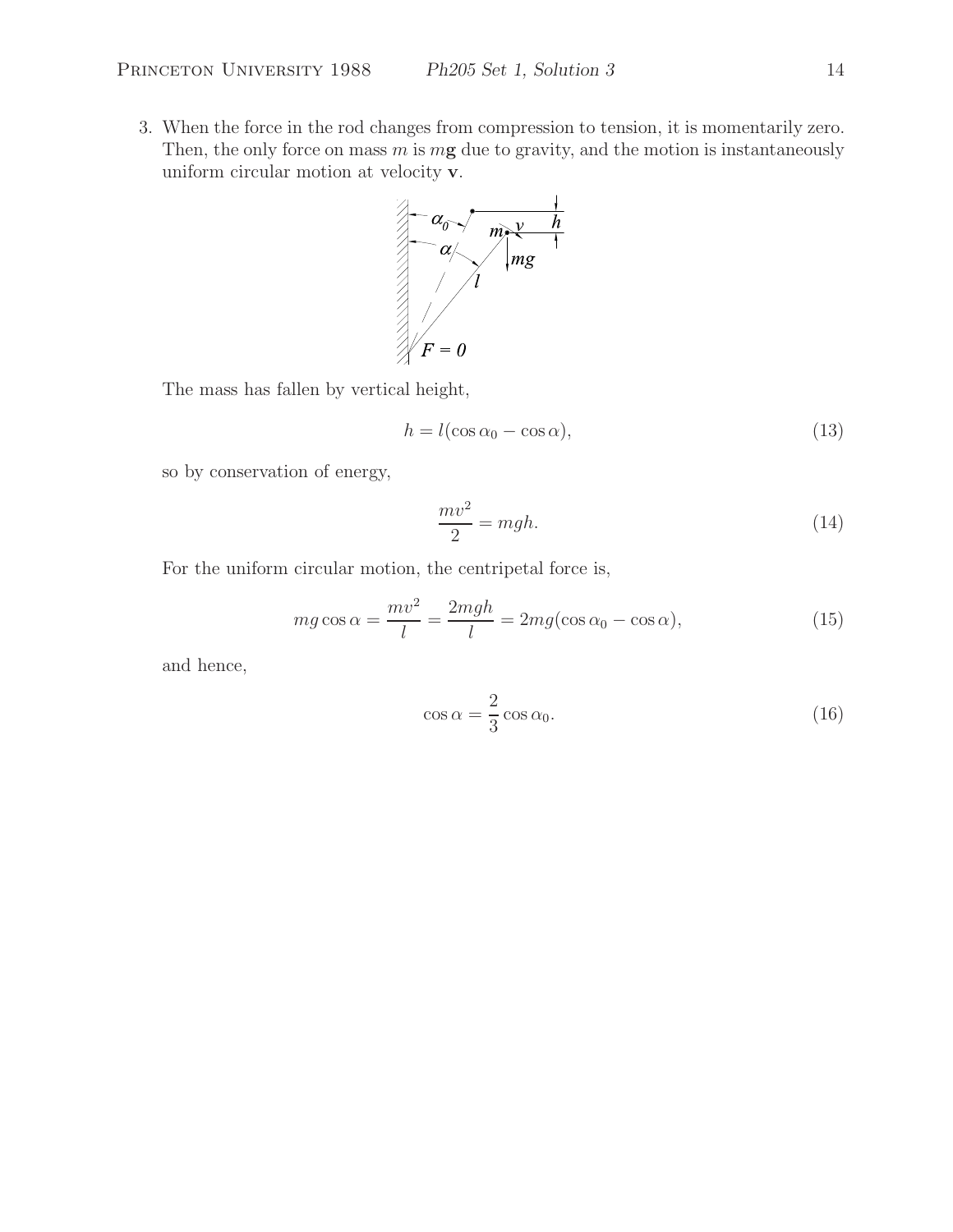3. When the force in the rod changes from compression to tension, it is momentarily zero. Then, the only force on mass $m$ is $m\mathbf{g}$ due to gravity, and the motion is instantaneously uniform circular motion at velocity $\mathbf{v}$.

The mass has fallen by vertical height,

$$h = l(\cos\alpha_0 - \cos\alpha), \tag{13}$$

so by conservation of energy,

$$\frac{mv^2}{2} = mgh. \tag{14}$$

For the uniform circular motion, the centripetal force is,

$$mg\cos\alpha = \frac{mv^2}{l} = \frac{2mgh}{l} = 2mg(\cos\alpha_0 - \cos\alpha), \tag{15}$$

and hence,

$$\cos\alpha = \frac{2}{3}\cos\alpha_0. \tag{16}$$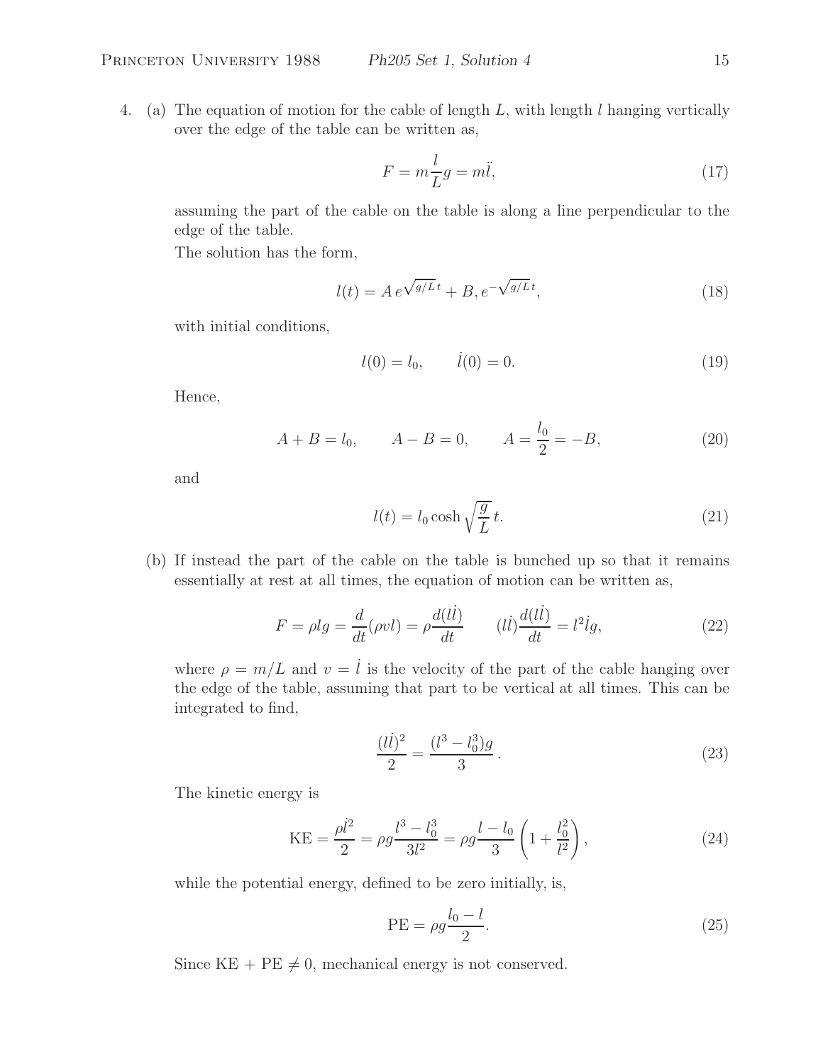4. (a) The equation of motion for the cable of length $L$, with length $l$ hanging vertically over the edge of the table can be written as,

$$F = m\frac{l}{L}g = m\ddot{l}, \tag{17}$$

assuming the part of the cable on the table is along a line perpendicular to the edge of the table.

The solution has the form,

$$l(t) = A\, e^{\sqrt{g/L}\,t} + B,\, e^{-\sqrt{g/L}\,t}, \tag{18}$$

with initial conditions,

$$l(0) = l_0, \qquad \dot{l}(0) = 0. \tag{19}$$

Hence,

$$A + B = l_0, \qquad A - B = 0, \qquad A = \frac{l_0}{2} = -B, \tag{20}$$

and

$$l(t) = l_0 \cosh\sqrt{\frac{g}{L}}\,t. \tag{21}$$

(b) If instead the part of the cable on the table is bunched up so that it remains essentially at rest at all times, the equation of motion can be written as,

$$F = \rho l g = \frac{d}{dt}(\rho v l) = \rho\frac{d(l\dot{l})}{dt} \qquad (l\dot{l})\frac{d(l\dot{l})}{dt} = l^2\dot{l}g, \tag{22}$$

where $\rho = m/L$ and $v = \dot{l}$ is the velocity of the part of the cable hanging over the edge of the table, assuming that part to be vertical at all times. This can be integrated to find,

$$\frac{(l\dot{l})^2}{2} = \frac{(l^3 - l_0^3)g}{3}\,. \tag{23}$$

The kinetic energy is

$$\text{KE} = \frac{\rho\dot{l}^2}{2} = \rho g\frac{l^3 - l_0^3}{3l^2} = \rho g\frac{l - l_0}{3}\left(1 + \frac{l_0^2}{l^2}\right), \tag{24}$$

while the potential energy, defined to be zero initially, is,

$$\text{PE} = \rho g\frac{l_0 - l}{2}. \tag{25}$$

Since KE + PE $\neq 0$, mechanical energy is not conserved.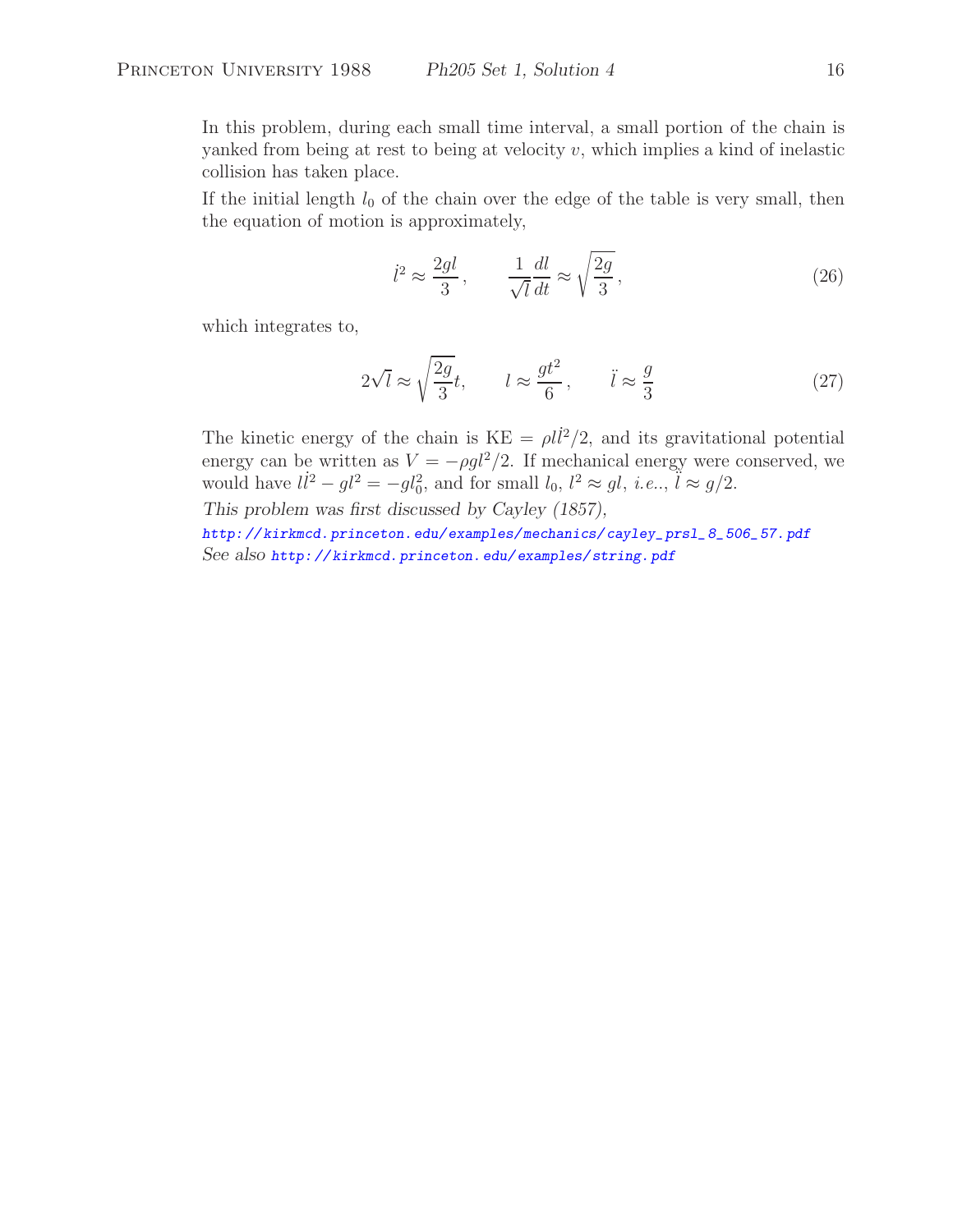In this problem, during each small time interval, a small portion of the chain is yanked from being at rest to being at velocity $v$, which implies a kind of inelastic collision has taken place.

If the initial length $l_0$ of the chain over the edge of the table is very small, then the equation of motion is approximately,

$$\dot{l}^2 \approx \frac{2gl}{3}, \qquad \frac{1}{\sqrt{l}}\frac{dl}{dt} \approx \sqrt{\frac{2g}{3}}, \tag{26}$$

which integrates to,

$$2\sqrt{l} \approx \sqrt{\frac{2g}{3}}t, \qquad l \approx \frac{gt^2}{6}, \qquad \ddot{l} \approx \frac{g}{3} \tag{27}$$

The kinetic energy of the chain is $\mathrm{KE} = \rho l \dot{l}^2/2$, and its gravitational potential energy can be written as $V = -\rho g l^2/2$. If mechanical energy were conserved, we would have $l\dot{l}^2 - gl^2 = -gl_0^2$, and for small $l_0$, $l^2 \approx gl$, *i.e.*., $\ddot{l} \approx g/2$.

*This problem was first discussed by Cayley (1857),*
*http://kirkmcd.princeton.edu/examples/mechanics/cayley_prsl_8_506_57.pdf*
*See also http://kirkmcd.princeton.edu/examples/string.pdf*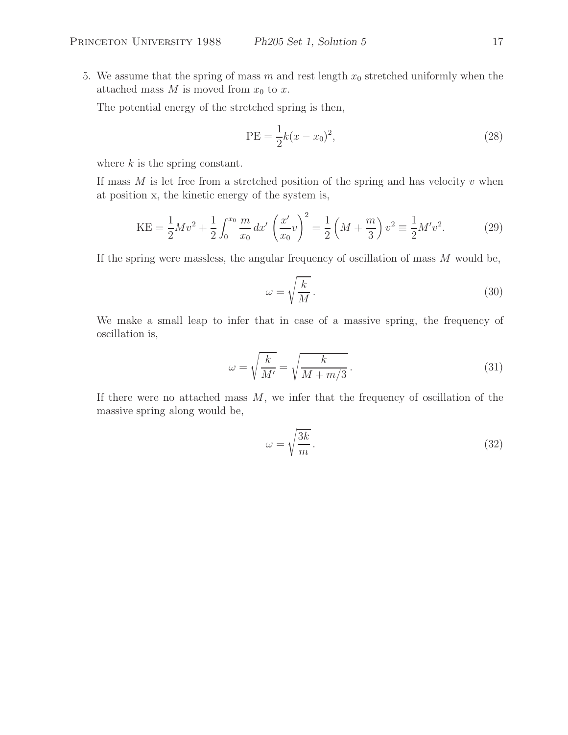5. We assume that the spring of mass $m$ and rest length $x_0$ stretched uniformly when the attached mass $M$ is moved from $x_0$ to $x$.

   The potential energy of the stretched spring is then,

$$\text{PE} = \frac{1}{2}k(x - x_0)^2, \tag{28}$$

   where $k$ is the spring constant.

   If mass $M$ is let free from a stretched position of the spring and has velocity $v$ when at position x, the kinetic energy of the system is,

$$\text{KE} = \frac{1}{2}Mv^2 + \frac{1}{2}\int_0^{x_0} \frac{m}{x_0}\,dx' \left(\frac{x'}{x_0}v\right)^2 = \frac{1}{2}\left(M + \frac{m}{3}\right)v^2 \equiv \frac{1}{2}M'v^2. \tag{29}$$

   If the spring were massless, the angular frequency of oscillation of mass $M$ would be,

$$\omega = \sqrt{\frac{k}{M}}\,. \tag{30}$$

   We make a small leap to infer that in case of a massive spring, the frequency of oscillation is,

$$\omega = \sqrt{\frac{k}{M'}} = \sqrt{\frac{k}{M + m/3}}\,. \tag{31}$$

   If there were no attached mass $M$, we infer that the frequency of oscillation of the massive spring along would be,

$$\omega = \sqrt{\frac{3k}{m}}\,. \tag{32}$$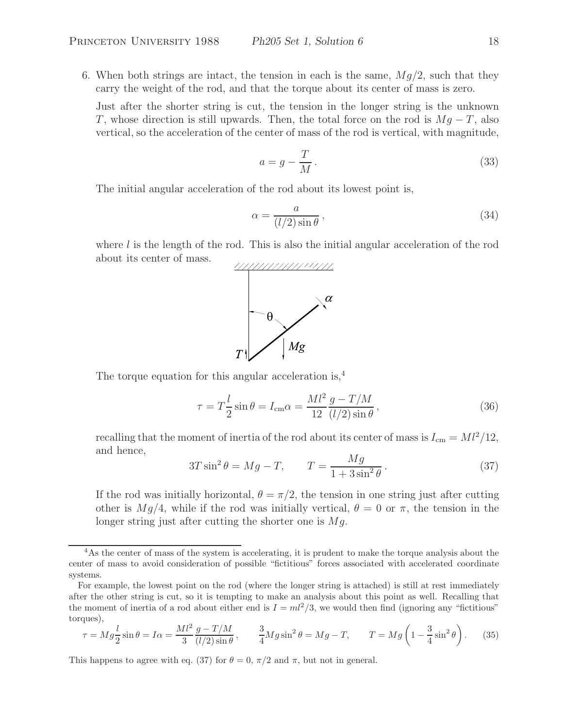6. When both strings are intact, the tension in each is the same, $Mg/2$, such that they carry the weight of the rod, and that the torque about its center of mass is zero.

Just after the shorter string is cut, the tension in the longer string is the unknown $T$, whose direction is still upwards. Then, the total force on the rod is $Mg - T$, also vertical, so the acceleration of the center of mass of the rod is vertical, with magnitude,

$$a = g - \frac{T}{M}. \tag{33}$$

The initial angular acceleration of the rod about its lowest point is,

$$\alpha = \frac{a}{(l/2)\sin\theta}, \tag{34}$$

where $l$ is the length of the rod. This is also the initial angular acceleration of the rod about its center of mass.

The torque equation for this angular acceleration is,[4]

$$\tau = T\frac{l}{2}\sin\theta = I_{\rm cm}\alpha = \frac{Ml^2}{12}\frac{g - T/M}{(l/2)\sin\theta}, \tag{36}$$

recalling that the moment of inertia of the rod about its center of mass is $I_{\rm cm} = Ml^2/12$, and hence,

$$3T\sin^2\theta = Mg - T, \qquad T = \frac{Mg}{1 + 3\sin^2\theta}. \tag{37}$$

If the rod was initially horizontal, $\theta = \pi/2$, the tension in one string just after cutting other is $Mg/4$, while if the rod was initially vertical, $\theta = 0$ or $\pi$, the tension in the longer string just after cutting the shorter one is $Mg$.

---

[4]As the center of mass of the system is accelerating, it is prudent to make the torque analysis about the center of mass to avoid consideration of possible "fictitious" forces associated with accelerated coordinate systems.

For example, the lowest point on the rod (where the longer string is attached) is still at rest immediately after the other string is cut, so it is tempting to make an analysis about this point as well. Recalling that the moment of inertia of a rod about either end is $I = ml^2/3$, we would then find (ignoring any "fictitious" torques),

$$\tau = Mg\frac{l}{2}\sin\theta = I\alpha = \frac{Ml^2}{3}\frac{g - T/M}{(l/2)\sin\theta}, \qquad \frac{3}{4}Mg\sin^2\theta = Mg - T, \qquad T = Mg\left(1 - \frac{3}{4}\sin^2\theta\right). \tag{35}$$

This happens to agree with eq. (37) for $\theta = 0$, $\pi/2$ and $\pi$, but not in general.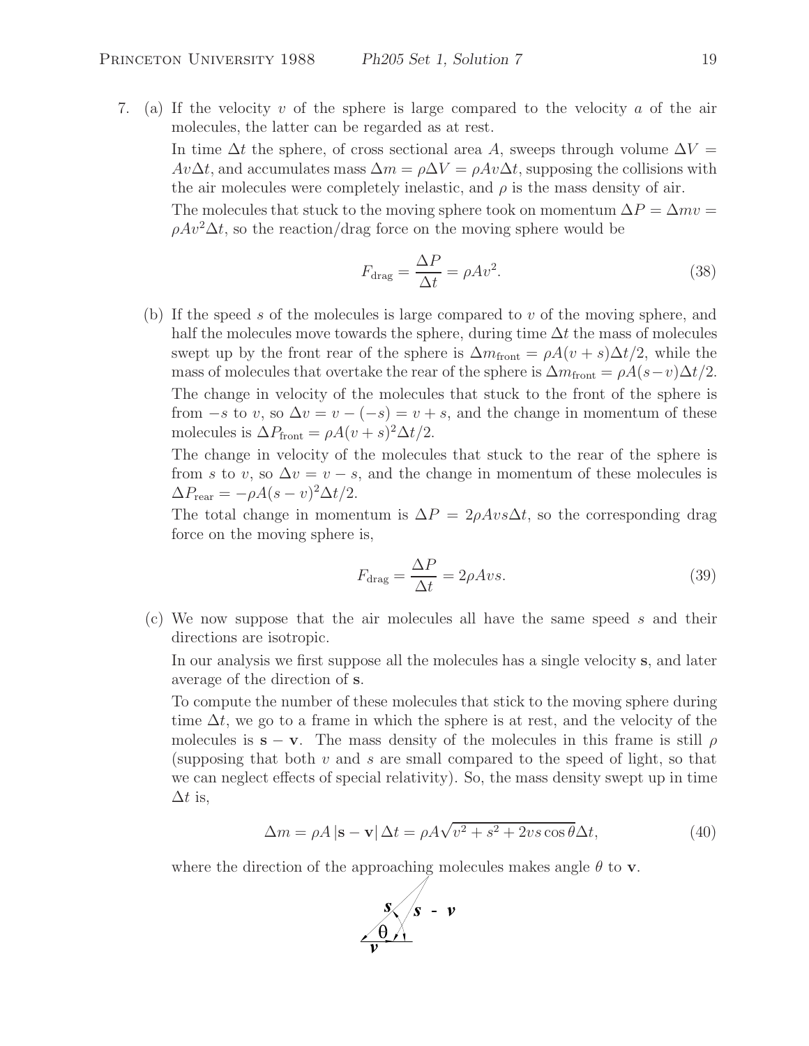7. (a) If the velocity $v$ of the sphere is large compared to the velocity $a$ of the air molecules, the latter can be regarded as at rest.

   In time $\Delta t$ the sphere, of cross sectional area $A$, sweeps through volume $\Delta V = Av\Delta t$, and accumulates mass $\Delta m = \rho\Delta V = \rho Av\Delta t$, supposing the collisions with the air molecules were completely inelastic, and $\rho$ is the mass density of air.

   The molecules that stuck to the moving sphere took on momentum $\Delta P = \Delta m v = \rho Av^2\Delta t$, so the reaction/drag force on the moving sphere would be

$$F_{\rm drag} = \frac{\Delta P}{\Delta t} = \rho A v^2. \tag{38}$$

   (b) If the speed $s$ of the molecules is large compared to $v$ of the moving sphere, and half the molecules move towards the sphere, during time $\Delta t$ the mass of molecules swept up by the front rear of the sphere is $\Delta m_{\rm front} = \rho A(v+s)\Delta t/2$, while the mass of molecules that overtake the rear of the sphere is $\Delta m_{\rm front} = \rho A(s-v)\Delta t/2$.

   The change in velocity of the molecules that stuck to the front of the sphere is from $-s$ to $v$, so $\Delta v = v - (-s) = v + s$, and the change in momentum of these molecules is $\Delta P_{\rm front} = \rho A(v+s)^2\Delta t/2$.

   The change in velocity of the molecules that stuck to the rear of the sphere is from $s$ to $v$, so $\Delta v = v - s$, and the change in momentum of these molecules is $\Delta P_{\rm rear} = -\rho A(s-v)^2\Delta t/2$.

   The total change in momentum is $\Delta P = 2\rho Avs\Delta t$, so the corresponding drag force on the moving sphere is,

$$F_{\rm drag} = \frac{\Delta P}{\Delta t} = 2\rho A vs. \tag{39}$$

   (c) We now suppose that the air molecules all have the same speed $s$ and their directions are isotropic.

   In our analysis we first suppose all the molecules has a single velocity $\mathbf{s}$, and later average of the direction of $\mathbf{s}$.

   To compute the number of these molecules that stick to the moving sphere during time $\Delta t$, we go to a frame in which the sphere is at rest, and the velocity of the molecules is $\mathbf{s} - \mathbf{v}$. The mass density of the molecules in this frame is still $\rho$ (supposing that both $v$ and $s$ are small compared to the speed of light, so that we can neglect effects of special relativity). So, the mass density swept up in time $\Delta t$ is,

$$\Delta m = \rho A\,|\mathbf{s} - \mathbf{v}|\,\Delta t = \rho A\sqrt{v^2 + s^2 + 2vs\cos\theta}\,\Delta t, \tag{40}$$

   where the direction of the approaching molecules makes angle $\theta$ to $\mathbf{v}$.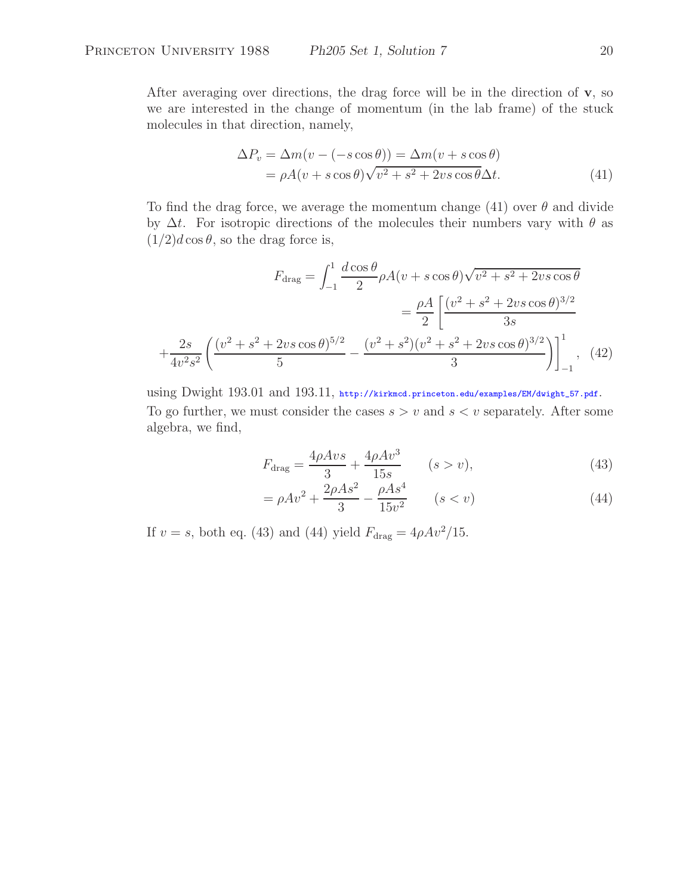After averaging over directions, the drag force will be in the direction of $\mathbf{v}$, so we are interested in the change of momentum (in the lab frame) of the stuck molecules in that direction, namely,

$$
\begin{aligned}
\Delta P_v &= \Delta m(v - (-s\cos\theta)) = \Delta m(v + s\cos\theta) \\
&= \rho A (v + s\cos\theta)\sqrt{v^2 + s^2 + 2vs\cos\theta}\,\Delta t.
\end{aligned} \tag{41}
$$

To find the drag force, we average the momentum change (41) over $\theta$ and divide by $\Delta t$. For isotropic directions of the molecules their numbers vary with $\theta$ as $(1/2)d\cos\theta$, so the drag force is,

$$
\begin{aligned}
F_{\rm drag} &= \int_{-1}^{1} \frac{d\cos\theta}{2}\rho A(v + s\cos\theta)\sqrt{v^2 + s^2 + 2vs\cos\theta} \\
&= \frac{\rho A}{2}\left[\frac{(v^2 + s^2 + 2vs\cos\theta)^{3/2}}{3s}\right. \\
&\left. + \frac{2s}{4v^2 s^2}\left(\frac{(v^2 + s^2 + 2vs\cos\theta)^{5/2}}{5} - \frac{(v^2 + s^2)(v^2 + s^2 + 2vs\cos\theta)^{3/2}}{3}\right)\right]_{-1}^{1},
\end{aligned} \tag{42}
$$

using Dwight 193.01 and 193.11, http://kirkmcd.princeton.edu/examples/EM/dwight_57.pdf.

To go further, we must consider the cases $s > v$ and $s < v$ separately. After some algebra, we find,

$$
F_{\rm drag} = \frac{4\rho A v s}{3} + \frac{4\rho A v^3}{15 s} \qquad (s > v), \tag{43}
$$

$$
= \rho A v^2 + \frac{2\rho A s^2}{3} - \frac{\rho A s^4}{15 v^2} \qquad (s < v) \tag{44}
$$

If $v = s$, both eq. (43) and (44) yield $F_{\rm drag} = 4\rho A v^2/15$.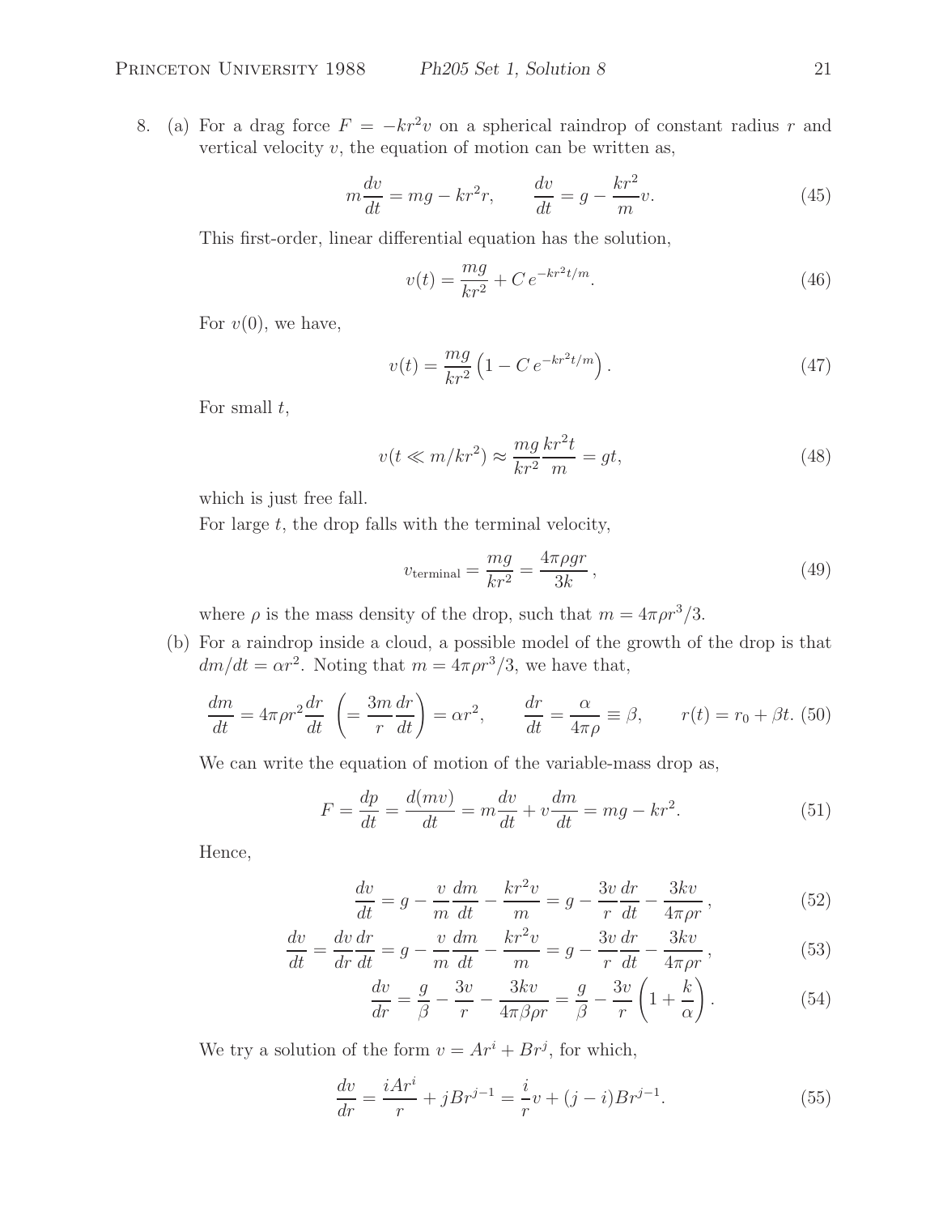8. (a) For a drag force $F = -kr^2 v$ on a spherical raindrop of constant radius $r$ and vertical velocity $v$, the equation of motion can be written as,

$$m\frac{dv}{dt} = mg - kr^2 r, \qquad \frac{dv}{dt} = g - \frac{kr^2}{m}v. \tag{45}$$

This first-order, linear differential equation has the solution,

$$v(t) = \frac{mg}{kr^2} + C\,e^{-kr^2 t/m}. \tag{46}$$

For $v(0)$, we have,

$$v(t) = \frac{mg}{kr^2}\left(1 - C\,e^{-kr^2 t/m}\right). \tag{47}$$

For small $t$,

$$v(t \ll m/kr^2) \approx \frac{mg}{kr^2}\frac{kr^2 t}{m} = gt, \tag{48}$$

which is just free fall.

For large $t$, the drop falls with the terminal velocity,

$$v_{\text{terminal}} = \frac{mg}{kr^2} = \frac{4\pi\rho g r}{3k}, \tag{49}$$

where $\rho$ is the mass density of the drop, such that $m = 4\pi\rho r^3/3$.

(b) For a raindrop inside a cloud, a possible model of the growth of the drop is that $dm/dt = \alpha r^2$. Noting that $m = 4\pi\rho r^3/3$, we have that,

$$\frac{dm}{dt} = 4\pi\rho r^2\frac{dr}{dt}\ \left(= \frac{3m}{r}\frac{dr}{dt}\right) = \alpha r^2, \qquad \frac{dr}{dt} = \frac{\alpha}{4\pi\rho} \equiv \beta, \qquad r(t) = r_0 + \beta t. \tag{50}$$

We can write the equation of motion of the variable-mass drop as,

$$F = \frac{dp}{dt} = \frac{d(mv)}{dt} = m\frac{dv}{dt} + v\frac{dm}{dt} = mg - kr^2. \tag{51}$$

Hence,

$$\frac{dv}{dt} = g - \frac{v}{m}\frac{dm}{dt} - \frac{kr^2 v}{m} = g - \frac{3v}{r}\frac{dr}{dt} - \frac{3kv}{4\pi\rho r}, \tag{52}$$

$$\frac{dv}{dt} = \frac{dv}{dr}\frac{dr}{dt} = g - \frac{v}{m}\frac{dm}{dt} - \frac{kr^2 v}{m} = g - \frac{3v}{r}\frac{dr}{dt} - \frac{3kv}{4\pi\rho r}, \tag{53}$$

$$\frac{dv}{dr} = \frac{g}{\beta} - \frac{3v}{r} - \frac{3kv}{4\pi\beta\rho r} = \frac{g}{\beta} - \frac{3v}{r}\left(1 + \frac{k}{\alpha}\right). \tag{54}$$

We try a solution of the form $v = Ar^i + Br^j$, for which,

$$\frac{dv}{dr} = \frac{iAr^i}{r} + jBr^{j-1} = \frac{i}{r}v + (j-i)Br^{j-1}. \tag{55}$$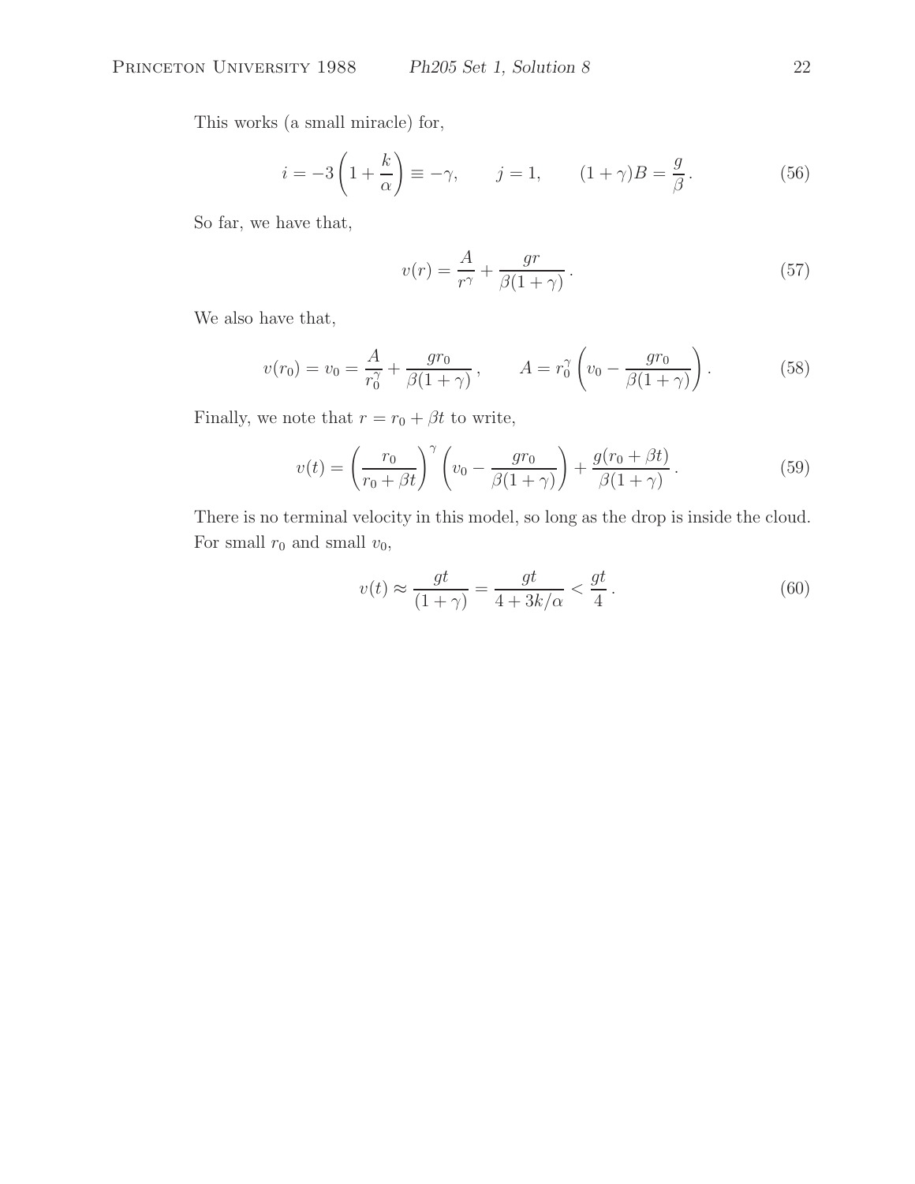This works (a small miracle) for,

$$i = -3\left(1 + \frac{k}{\alpha}\right) \equiv -\gamma, \qquad j = 1, \qquad (1+\gamma)B = \frac{g}{\beta}. \tag{56}$$

So far, we have that,

$$v(r) = \frac{A}{r^\gamma} + \frac{gr}{\beta(1+\gamma)}. \tag{57}$$

We also have that,

$$v(r_0) = v_0 = \frac{A}{r_0^\gamma} + \frac{gr_0}{\beta(1+\gamma)}, \qquad A = r_0^\gamma\left(v_0 - \frac{gr_0}{\beta(1+\gamma)}\right). \tag{58}$$

Finally, we note that $r = r_0 + \beta t$ to write,

$$v(t) = \left(\frac{r_0}{r_0+\beta t}\right)^\gamma \left(v_0 - \frac{gr_0}{\beta(1+\gamma)}\right) + \frac{g(r_0+\beta t)}{\beta(1+\gamma)}. \tag{59}$$

There is no terminal velocity in this model, so long as the drop is inside the cloud. For small $r_0$ and small $v_0$,

$$v(t) \approx \frac{gt}{(1+\gamma)} = \frac{gt}{4 + 3k/\alpha} < \frac{gt}{4}. \tag{60}$$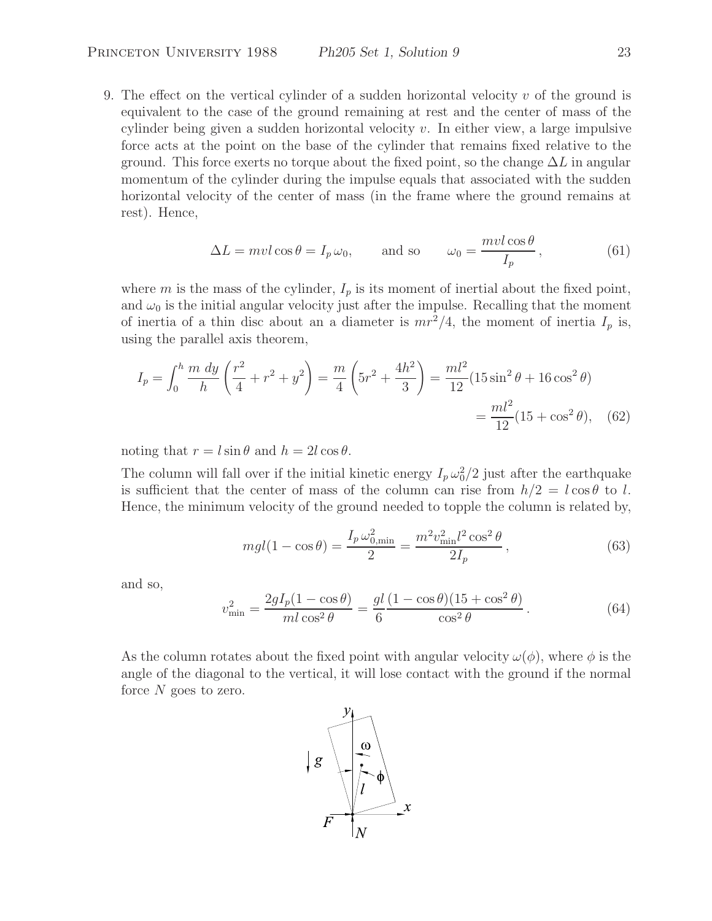9. The effect on the vertical cylinder of a sudden horizontal velocity $v$ of the ground is equivalent to the case of the ground remaining at rest and the center of mass of the cylinder being given a sudden horizontal velocity $v$. In either view, a large impulsive force acts at the point on the base of the cylinder that remains fixed relative to the ground. This force exerts no torque about the fixed point, so the change $\Delta L$ in angular momentum of the cylinder during the impulse equals that associated with the sudden horizontal velocity of the center of mass (in the frame where the ground remains at rest). Hence,

$$\Delta L = mvl\cos\theta = I_p\,\omega_0, \qquad \text{and so} \qquad \omega_0 = \frac{mvl\cos\theta}{I_p}\,, \tag{61}$$

where $m$ is the mass of the cylinder, $I_p$ is its moment of inertial about the fixed point, and $\omega_0$ is the initial angular velocity just after the impulse. Recalling that the moment of inertia of a thin disc about an a diameter is $mr^2/4$, the moment of inertia $I_p$ is, using the parallel axis theorem,

$$I_p = \int_0^h \frac{m\ dy}{h}\left(\frac{r^2}{4} + r^2 + y^2\right) = \frac{m}{4}\left(5r^2 + \frac{4h^2}{3}\right) = \frac{ml^2}{12}(15\sin^2\theta + 16\cos^2\theta)$$
$$= \frac{ml^2}{12}(15 + \cos^2\theta), \tag{62}$$

noting that $r = l\sin\theta$ and $h = 2l\cos\theta$.

The column will fall over if the initial kinetic energy $I_p\,\omega_0^2/2$ just after the earthquake is sufficient that the center of mass of the column can rise from $h/2 = l\cos\theta$ to $l$. Hence, the minimum velocity of the ground needed to topple the column is related by,

$$mgl(1-\cos\theta) = \frac{I_p\,\omega_{0,\min}^2}{2} = \frac{m^2 v_{\min}^2 l^2\cos^2\theta}{2I_p}\,, \tag{63}$$

and so,

$$v_{\min}^2 = \frac{2gI_p(1-\cos\theta)}{ml\cos^2\theta} = \frac{gl}{6}\frac{(1-\cos\theta)(15+\cos^2\theta)}{\cos^2\theta}\,. \tag{64}$$

As the column rotates about the fixed point with angular velocity $\omega(\phi)$, where $\phi$ is the angle of the diagonal to the vertical, it will lose contact with the ground if the normal force $N$ goes to zero.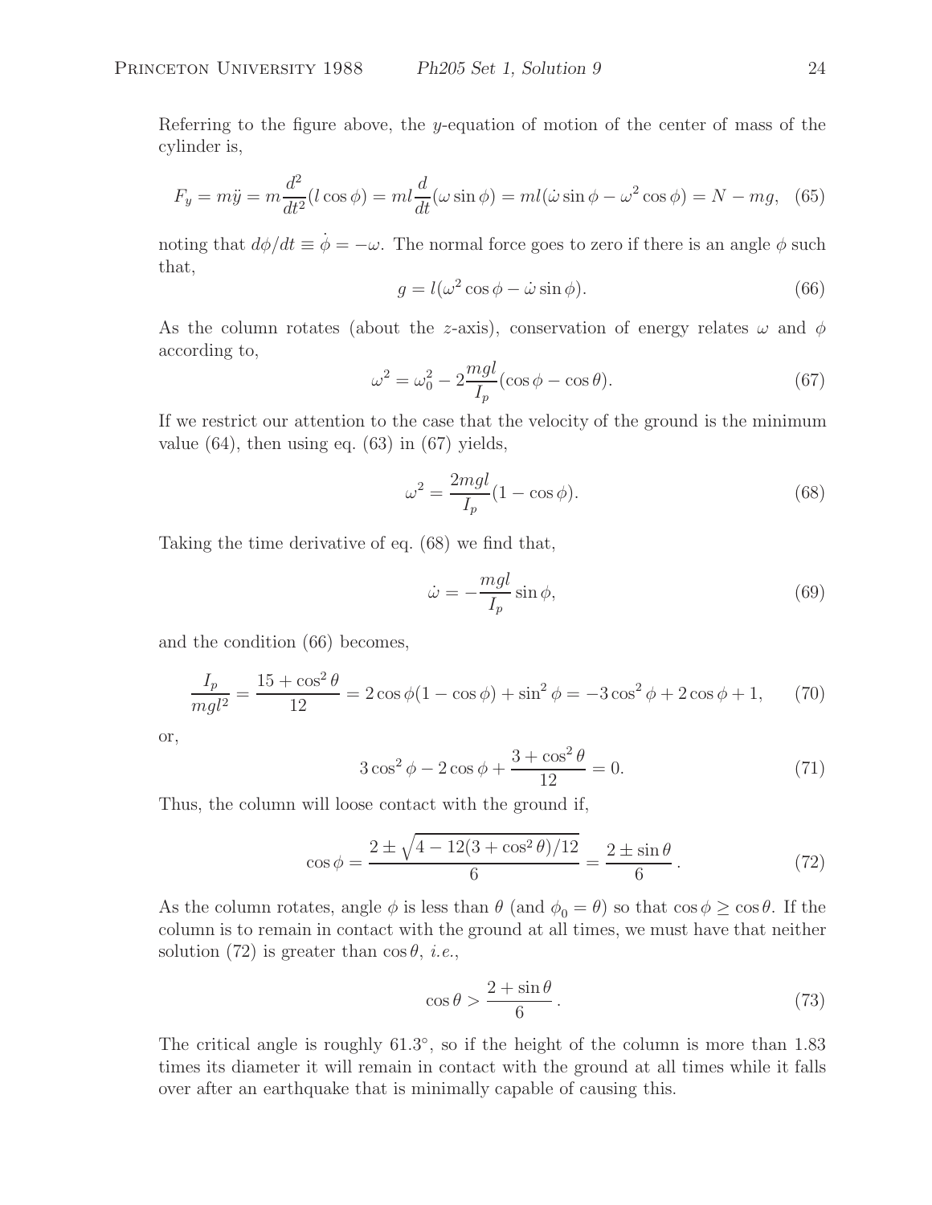Referring to the figure above, the $y$-equation of motion of the center of mass of the cylinder is,

$$F_y = m\ddot{y} = m\frac{d^2}{dt^2}(l\cos\phi) = ml\frac{d}{dt}(\omega\sin\phi) = ml(\dot{\omega}\sin\phi - \omega^2\cos\phi) = N - mg, \quad (65)$$

noting that $d\phi/dt \equiv \dot{\phi} = -\omega$. The normal force goes to zero if there is an angle $\phi$ such that,

$$g = l(\omega^2\cos\phi - \dot{\omega}\sin\phi). \quad (66)$$

As the column rotates (about the $z$-axis), conservation of energy relates $\omega$ and $\phi$ according to,

$$\omega^2 = \omega_0^2 - 2\frac{mgl}{I_p}(\cos\phi - \cos\theta). \quad (67)$$

If we restrict our attention to the case that the velocity of the ground is the minimum value (64), then using eq. (63) in (67) yields,

$$\omega^2 = \frac{2mgl}{I_p}(1 - \cos\phi). \quad (68)$$

Taking the time derivative of eq. (68) we find that,

$$\dot{\omega} = -\frac{mgl}{I_p}\sin\phi, \quad (69)$$

and the condition (66) becomes,

$$\frac{I_p}{mgl^2} = \frac{15 + \cos^2\theta}{12} = 2\cos\phi(1 - \cos\phi) + \sin^2\phi = -3\cos^2\phi + 2\cos\phi + 1, \quad (70)$$

or,

$$3\cos^2\phi - 2\cos\phi + \frac{3 + \cos^2\theta}{12} = 0. \quad (71)$$

Thus, the column will loose contact with the ground if,

$$\cos\phi = \frac{2 \pm \sqrt{4 - 12(3 + \cos^2\theta)/12}}{6} = \frac{2 \pm \sin\theta}{6}. \quad (72)$$

As the column rotates, angle $\phi$ is less than $\theta$ (and $\phi_0 = \theta$) so that $\cos\phi \geq \cos\theta$. If the column is to remain in contact with the ground at all times, we must have that neither solution (72) is greater than $\cos\theta$, *i.e.*,

$$\cos\theta > \frac{2 + \sin\theta}{6}. \quad (73)$$

The critical angle is roughly $61.3^\circ$, so if the height of the column is more than 1.83 times its diameter it will remain in contact with the ground at all times while it falls over after an earthquake that is minimally capable of causing this.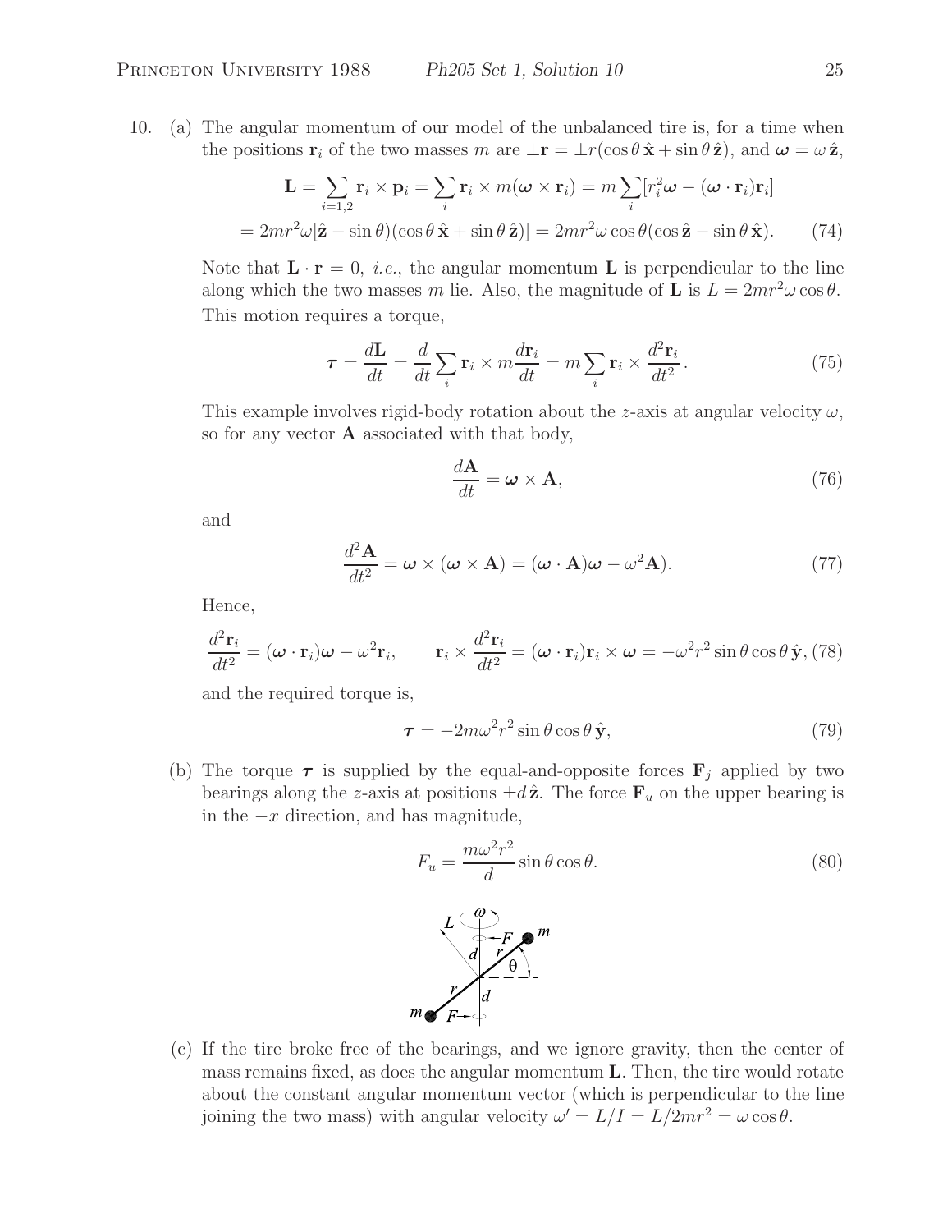10. (a) The angular momentum of our model of the unbalanced tire is, for a time when the positions $\mathbf{r}_i$ of the two masses $m$ are $\pm\mathbf{r} = \pm r(\cos\theta\,\hat{\mathbf{x}} + \sin\theta\,\hat{\mathbf{z}})$, and $\boldsymbol{\omega} = \omega\,\hat{\mathbf{z}}$,

$$\mathbf{L} = \sum_{i=1,2} \mathbf{r}_i \times \mathbf{p}_i = \sum_i \mathbf{r}_i \times m(\boldsymbol{\omega} \times \mathbf{r}_i) = m \sum_i [r_i^2 \boldsymbol{\omega} - (\boldsymbol{\omega} \cdot \mathbf{r}_i)\mathbf{r}_i]$$

$$= 2mr^2\omega[\hat{\mathbf{z}} - \sin\theta)(\cos\theta\,\hat{\mathbf{x}} + \sin\theta\,\hat{\mathbf{z}})] = 2mr^2\omega\cos\theta(\cos\hat{\mathbf{z}} - \sin\theta\,\hat{\mathbf{x}}). \tag{74}$$

Note that $\mathbf{L} \cdot \mathbf{r} = 0$, *i.e.*, the angular momentum $\mathbf{L}$ is perpendicular to the line along which the two masses $m$ lie. Also, the magnitude of $\mathbf{L}$ is $L = 2mr^2\omega\cos\theta$. This motion requires a torque,

$$\boldsymbol{\tau} = \frac{d\mathbf{L}}{dt} = \frac{d}{dt}\sum_i \mathbf{r}_i \times m\frac{d\mathbf{r}_i}{dt} = m\sum_i \mathbf{r}_i \times \frac{d^2\mathbf{r}_i}{dt^2}\,. \tag{75}$$

This example involves rigid-body rotation about the $z$-axis at angular velocity $\omega$, so for any vector $\mathbf{A}$ associated with that body,

$$\frac{d\mathbf{A}}{dt} = \boldsymbol{\omega} \times \mathbf{A}, \tag{76}$$

and

$$\frac{d^2\mathbf{A}}{dt^2} = \boldsymbol{\omega} \times (\boldsymbol{\omega} \times \mathbf{A}) = (\boldsymbol{\omega} \cdot \mathbf{A})\boldsymbol{\omega} - \omega^2\mathbf{A}). \tag{77}$$

Hence,

$$\frac{d^2\mathbf{r}_i}{dt^2} = (\boldsymbol{\omega} \cdot \mathbf{r}_i)\boldsymbol{\omega} - \omega^2\mathbf{r}_i, \qquad \mathbf{r}_i \times \frac{d^2\mathbf{r}_i}{dt^2} = (\boldsymbol{\omega} \cdot \mathbf{r}_i)\mathbf{r}_i \times \boldsymbol{\omega} = -\omega^2 r^2 \sin\theta\cos\theta\,\hat{\mathbf{y}}, \tag{78}$$

and the required torque is,

$$\boldsymbol{\tau} = -2m\omega^2 r^2 \sin\theta\cos\theta\,\hat{\mathbf{y}}, \tag{79}$$

(b) The torque $\boldsymbol{\tau}$ is supplied by the equal-and-opposite forces $\mathbf{F}_j$ applied by two bearings along the $z$-axis at positions $\pm d\,\hat{\mathbf{z}}$. The force $\mathbf{F}_u$ on the upper bearing is in the $-x$ direction, and has magnitude,

$$F_u = \frac{m\omega^2 r^2}{d}\sin\theta\cos\theta. \tag{80}$$

(c) If the tire broke free of the bearings, and we ignore gravity, then the center of mass remains fixed, as does the angular momentum $\mathbf{L}$. Then, the tire would rotate about the constant angular momentum vector (which is perpendicular to the line joining the two mass) with angular velocity $\omega' = L/I = L/2mr^2 = \omega\cos\theta$.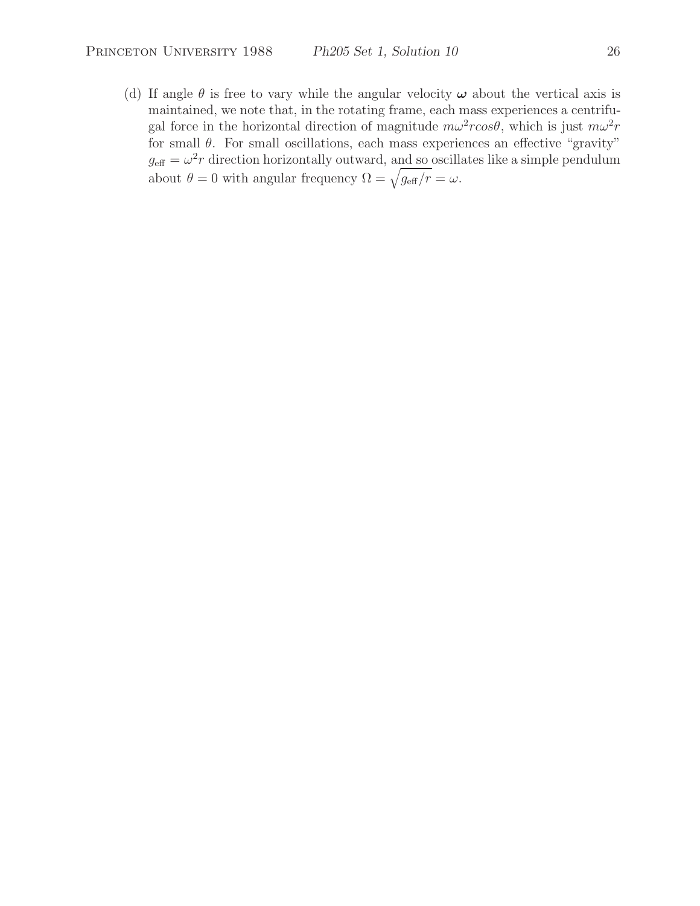(d) If angle $\theta$ is free to vary while the angular velocity $\boldsymbol{\omega}$ about the vertical axis is maintained, we note that, in the rotating frame, each mass experiences a centrifugal force in the horizontal direction of magnitude $m\omega^2 r cos\theta$, which is just $m\omega^2 r$ for small $\theta$. For small oscillations, each mass experiences an effective "gravity" $g_{\text{eff}} = \omega^2 r$ direction horizontally outward, and so oscillates like a simple pendulum about $\theta = 0$ with angular frequency $\Omega = \sqrt{g_{\text{eff}}/r} = \omega$.